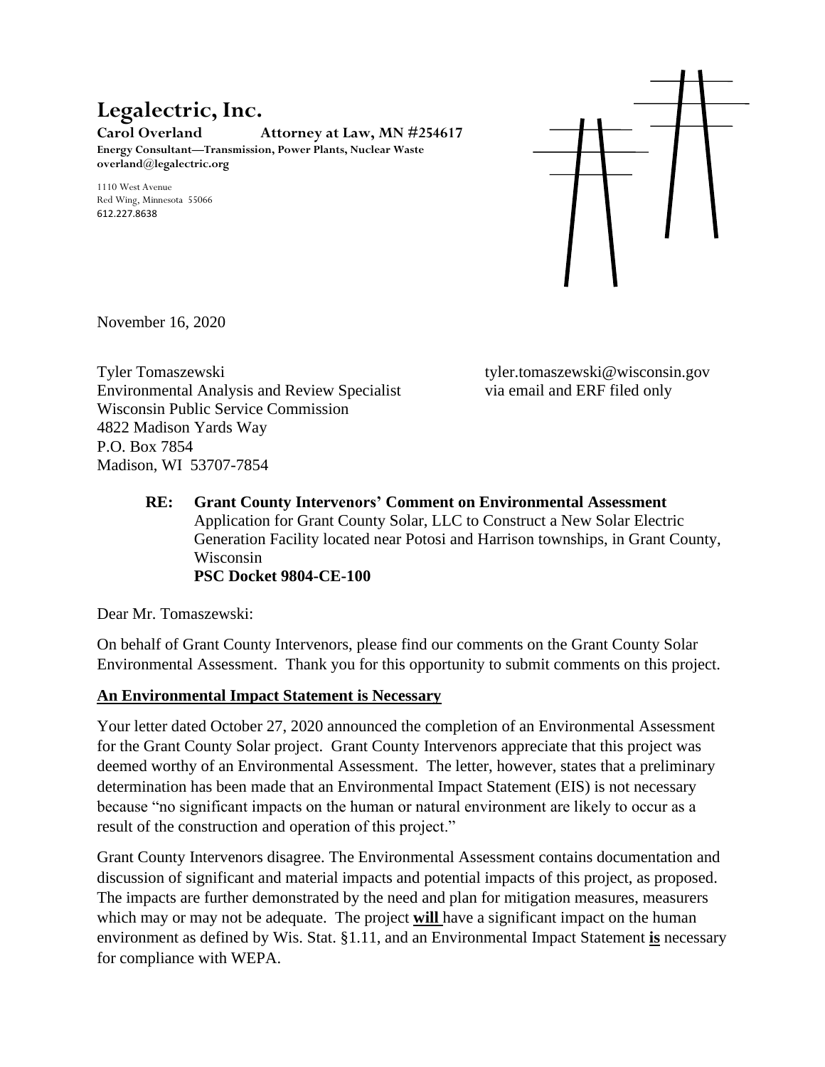# Legalectric, Inc.

**Carol Overland Attorney at Law, MN #254617**
**Energy Consultant—Transmission, Power Plants, Nuclear Waste**
**overland@legalectric.org**

1110 West Avenue
Red Wing, Minnesota 55066
612.227.8638

November 16, 2020

Tyler Tomaszewski
Environmental Analysis and Review Specialist
Wisconsin Public Service Commission
4822 Madison Yards Way
P.O. Box 7854
Madison, WI 53707-7854

tyler.tomaszewski@wisconsin.gov
via email and ERF filed only

> **RE: Grant County Intervenors' Comment on Environmental Assessment**
> Application for Grant County Solar, LLC to Construct a New Solar Electric Generation Facility located near Potosi and Harrison townships, in Grant County, Wisconsin
> **PSC Docket 9804-CE-100**

Dear Mr. Tomaszewski:

On behalf of Grant County Intervenors, please find our comments on the Grant County Solar Environmental Assessment. Thank you for this opportunity to submit comments on this project.

**<u>An Environmental Impact Statement is Necessary</u>**

Your letter dated October 27, 2020 announced the completion of an Environmental Assessment for the Grant County Solar project. Grant County Intervenors appreciate that this project was deemed worthy of an Environmental Assessment. The letter, however, states that a preliminary determination has been made that an Environmental Impact Statement (EIS) is not necessary because "no significant impacts on the human or natural environment are likely to occur as a result of the construction and operation of this project."

Grant County Intervenors disagree. The Environmental Assessment contains documentation and discussion of significant and material impacts and potential impacts of this project, as proposed. The impacts are further demonstrated by the need and plan for mitigation measures, measurers which may or may not be adequate. The project **<u>will</u>** have a significant impact on the human environment as defined by Wis. Stat. §1.11, and an Environmental Impact Statement **<u>is</u>** necessary for compliance with WEPA.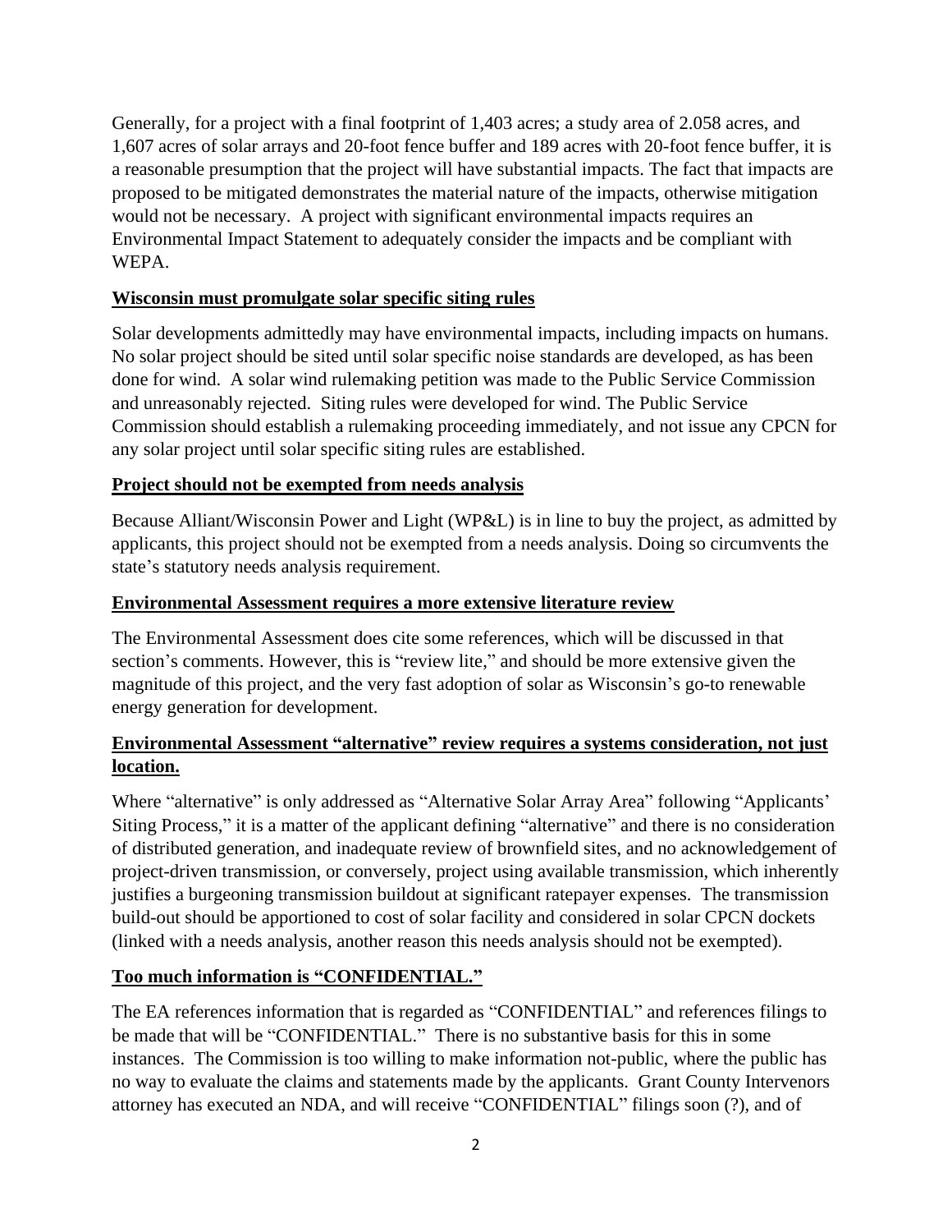Generally, for a project with a final footprint of 1,403 acres; a study area of 2.058 acres, and 1,607 acres of solar arrays and 20-foot fence buffer and 189 acres with 20-foot fence buffer, it is a reasonable presumption that the project will have substantial impacts. The fact that impacts are proposed to be mitigated demonstrates the material nature of the impacts, otherwise mitigation would not be necessary. A project with significant environmental impacts requires an Environmental Impact Statement to adequately consider the impacts and be compliant with WEPA.

**Wisconsin must promulgate solar specific siting rules**

Solar developments admittedly may have environmental impacts, including impacts on humans. No solar project should be sited until solar specific noise standards are developed, as has been done for wind. A solar wind rulemaking petition was made to the Public Service Commission and unreasonably rejected. Siting rules were developed for wind. The Public Service Commission should establish a rulemaking proceeding immediately, and not issue any CPCN for any solar project until solar specific siting rules are established.

**Project should not be exempted from needs analysis**

Because Alliant/Wisconsin Power and Light (WP&L) is in line to buy the project, as admitted by applicants, this project should not be exempted from a needs analysis. Doing so circumvents the state's statutory needs analysis requirement.

**Environmental Assessment requires a more extensive literature review**

The Environmental Assessment does cite some references, which will be discussed in that section's comments. However, this is "review lite," and should be more extensive given the magnitude of this project, and the very fast adoption of solar as Wisconsin's go-to renewable energy generation for development.

**Environmental Assessment "alternative" review requires a systems consideration, not just location.**

Where "alternative" is only addressed as "Alternative Solar Array Area" following "Applicants' Siting Process," it is a matter of the applicant defining "alternative" and there is no consideration of distributed generation, and inadequate review of brownfield sites, and no acknowledgement of project-driven transmission, or conversely, project using available transmission, which inherently justifies a burgeoning transmission buildout at significant ratepayer expenses. The transmission build-out should be apportioned to cost of solar facility and considered in solar CPCN dockets (linked with a needs analysis, another reason this needs analysis should not be exempted).

**Too much information is "CONFIDENTIAL."**

The EA references information that is regarded as "CONFIDENTIAL" and references filings to be made that will be "CONFIDENTIAL." There is no substantive basis for this in some instances. The Commission is too willing to make information not-public, where the public has no way to evaluate the claims and statements made by the applicants. Grant County Intervenors attorney has executed an NDA, and will receive "CONFIDENTIAL" filings soon (?), and of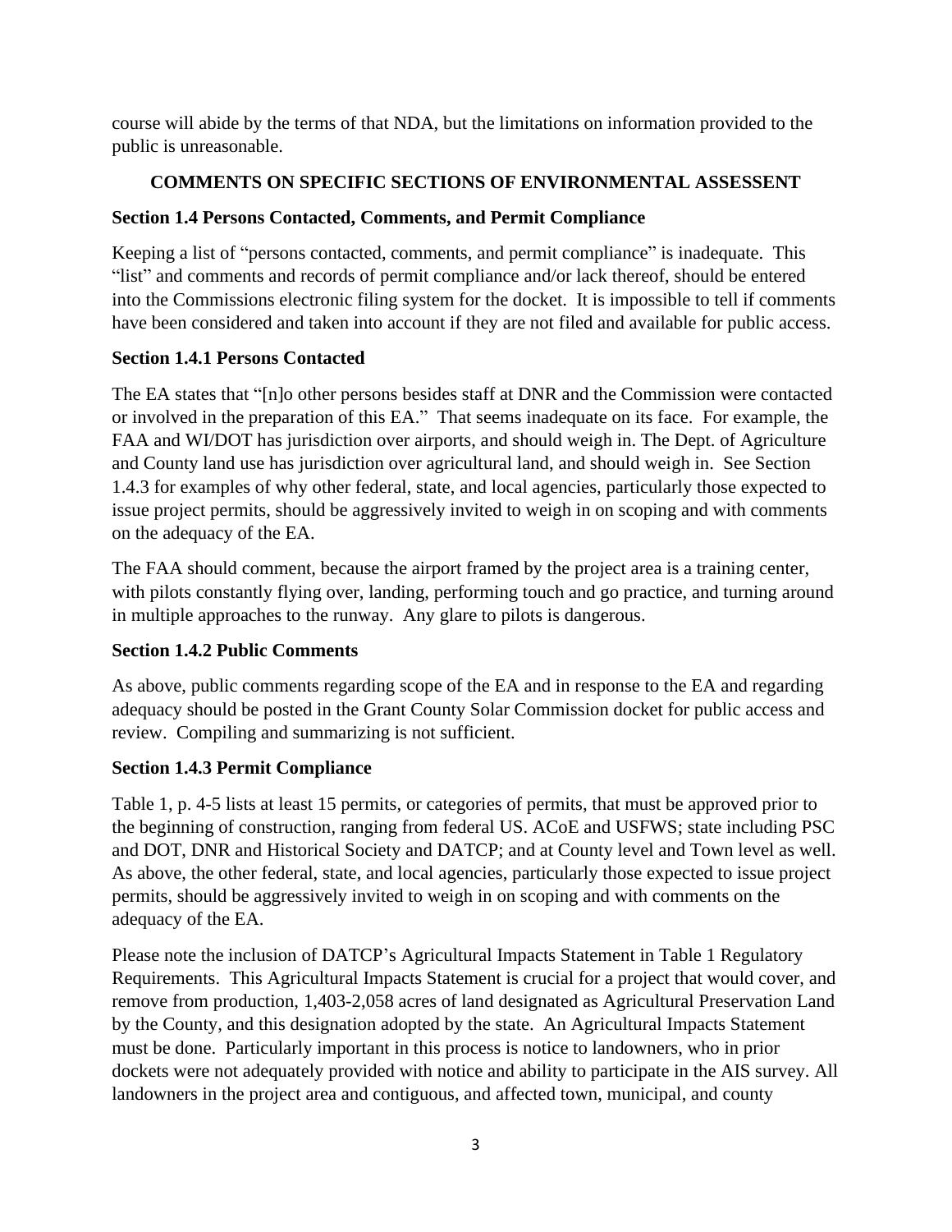course will abide by the terms of that NDA, but the limitations on information provided to the public is unreasonable.

## COMMENTS ON SPECIFIC SECTIONS OF ENVIRONMENTAL ASSESSENT

### Section 1.4 Persons Contacted, Comments, and Permit Compliance

Keeping a list of "persons contacted, comments, and permit compliance" is inadequate. This "list" and comments and records of permit compliance and/or lack thereof, should be entered into the Commissions electronic filing system for the docket. It is impossible to tell if comments have been considered and taken into account if they are not filed and available for public access.

### Section 1.4.1 Persons Contacted

The EA states that "[n]o other persons besides staff at DNR and the Commission were contacted or involved in the preparation of this EA." That seems inadequate on its face. For example, the FAA and WI/DOT has jurisdiction over airports, and should weigh in. The Dept. of Agriculture and County land use has jurisdiction over agricultural land, and should weigh in. See Section 1.4.3 for examples of why other federal, state, and local agencies, particularly those expected to issue project permits, should be aggressively invited to weigh in on scoping and with comments on the adequacy of the EA.

The FAA should comment, because the airport framed by the project area is a training center, with pilots constantly flying over, landing, performing touch and go practice, and turning around in multiple approaches to the runway. Any glare to pilots is dangerous.

### Section 1.4.2 Public Comments

As above, public comments regarding scope of the EA and in response to the EA and regarding adequacy should be posted in the Grant County Solar Commission docket for public access and review. Compiling and summarizing is not sufficient.

### Section 1.4.3 Permit Compliance

Table 1, p. 4-5 lists at least 15 permits, or categories of permits, that must be approved prior to the beginning of construction, ranging from federal US. ACoE and USFWS; state including PSC and DOT, DNR and Historical Society and DATCP; and at County level and Town level as well. As above, the other federal, state, and local agencies, particularly those expected to issue project permits, should be aggressively invited to weigh in on scoping and with comments on the adequacy of the EA.

Please note the inclusion of DATCP's Agricultural Impacts Statement in Table 1 Regulatory Requirements. This Agricultural Impacts Statement is crucial for a project that would cover, and remove from production, 1,403-2,058 acres of land designated as Agricultural Preservation Land by the County, and this designation adopted by the state. An Agricultural Impacts Statement must be done. Particularly important in this process is notice to landowners, who in prior dockets were not adequately provided with notice and ability to participate in the AIS survey. All landowners in the project area and contiguous, and affected town, municipal, and county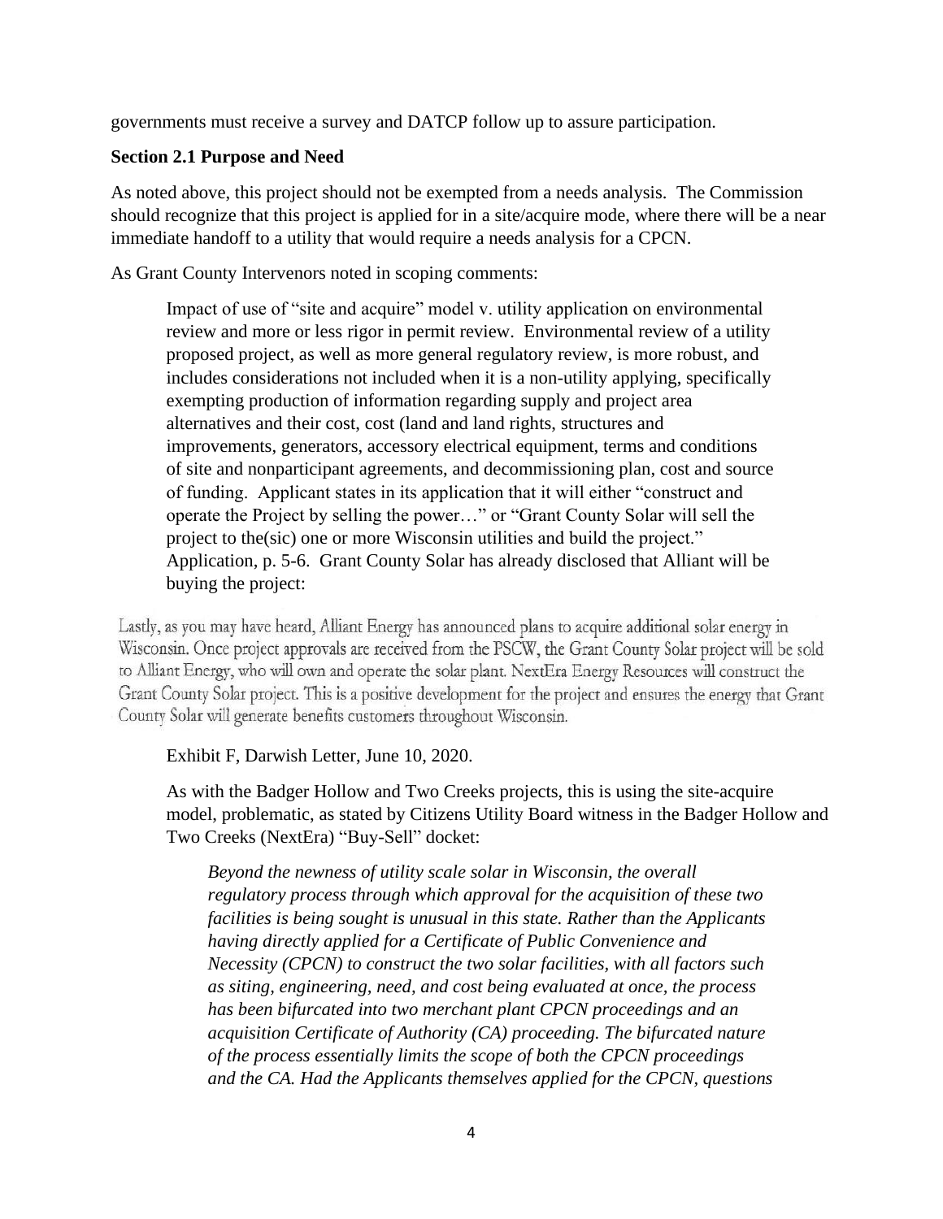governments must receive a survey and DATCP follow up to assure participation.

**Section 2.1 Purpose and Need**

As noted above, this project should not be exempted from a needs analysis. The Commission should recognize that this project is applied for in a site/acquire mode, where there will be a near immediate handoff to a utility that would require a needs analysis for a CPCN.

As Grant County Intervenors noted in scoping comments:

> Impact of use of "site and acquire" model v. utility application on environmental review and more or less rigor in permit review. Environmental review of a utility proposed project, as well as more general regulatory review, is more robust, and includes considerations not included when it is a non-utility applying, specifically exempting production of information regarding supply and project area alternatives and their cost, cost (land and land rights, structures and improvements, generators, accessory electrical equipment, terms and conditions of site and nonparticipant agreements, and decommissioning plan, cost and source of funding. Applicant states in its application that it will either "construct and operate the Project by selling the power…" or "Grant County Solar will sell the project to the(sic) one or more Wisconsin utilities and build the project." Application, p. 5-6. Grant County Solar has already disclosed that Alliant will be buying the project:

Lastly, as you may have heard, Alliant Energy has announced plans to acquire additional solar energy in Wisconsin. Once project approvals are received from the PSCW, the Grant County Solar project will be sold to Alliant Energy, who will own and operate the solar plant. NextEra Energy Resources will construct the Grant County Solar project. This is a positive development for the project and ensures the energy that Grant County Solar will generate benefits customers throughout Wisconsin.

> Exhibit F, Darwish Letter, June 10, 2020.
>
> As with the Badger Hollow and Two Creeks projects, this is using the site-acquire model, problematic, as stated by Citizens Utility Board witness in the Badger Hollow and Two Creeks (NextEra) "Buy-Sell" docket:
>
> > *Beyond the newness of utility scale solar in Wisconsin, the overall regulatory process through which approval for the acquisition of these two facilities is being sought is unusual in this state. Rather than the Applicants having directly applied for a Certificate of Public Convenience and Necessity (CPCN) to construct the two solar facilities, with all factors such as siting, engineering, need, and cost being evaluated at once, the process has been bifurcated into two merchant plant CPCN proceedings and an acquisition Certificate of Authority (CA) proceeding. The bifurcated nature of the process essentially limits the scope of both the CPCN proceedings and the CA. Had the Applicants themselves applied for the CPCN, questions*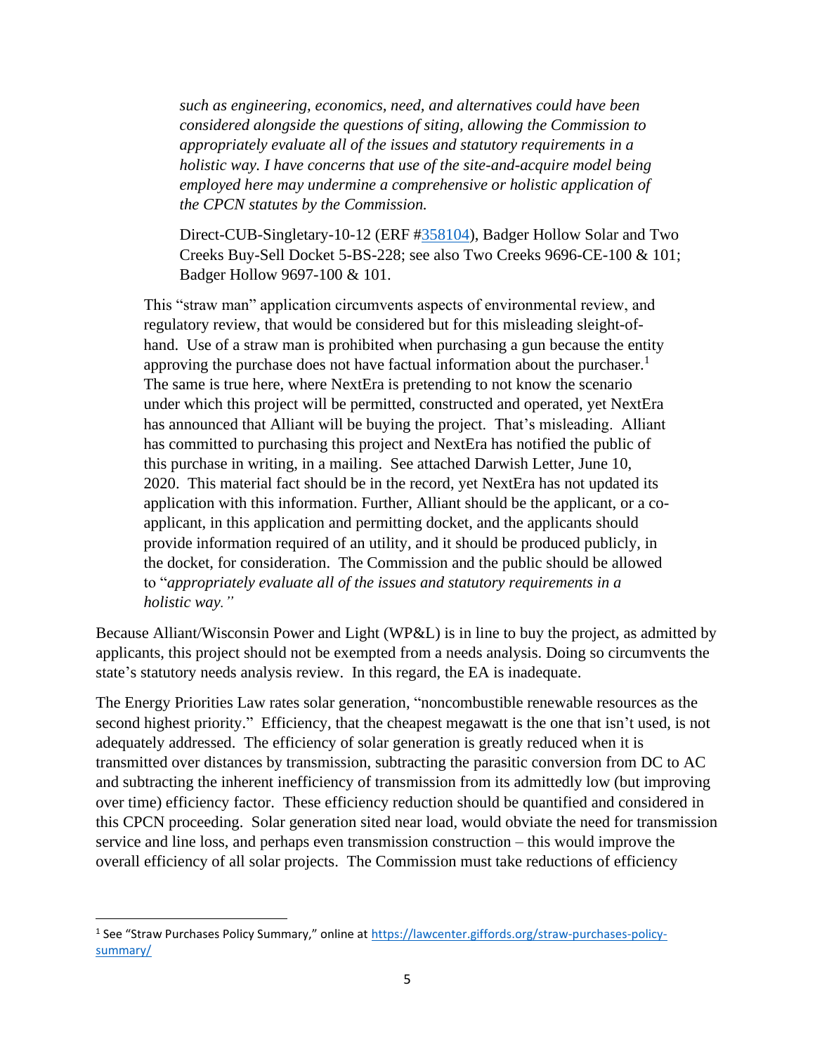> *such as engineering, economics, need, and alternatives could have been considered alongside the questions of siting, allowing the Commission to appropriately evaluate all of the issues and statutory requirements in a holistic way. I have concerns that use of the site-and-acquire model being employed here may undermine a comprehensive or holistic application of the CPCN statutes by the Commission.*
>
> Direct-CUB-Singletary-10-12 (ERF #358104), Badger Hollow Solar and Two Creeks Buy-Sell Docket 5-BS-228; see also Two Creeks 9696-CE-100 & 101; Badger Hollow 9697-100 & 101.

This "straw man" application circumvents aspects of environmental review, and regulatory review, that would be considered but for this misleading sleight-of-hand. Use of a straw man is prohibited when purchasing a gun because the entity approving the purchase does not have factual information about the purchaser.[1] The same is true here, where NextEra is pretending to not know the scenario under which this project will be permitted, constructed and operated, yet NextEra has announced that Alliant will be buying the project. That's misleading. Alliant has committed to purchasing this project and NextEra has notified the public of this purchase in writing, in a mailing. See attached Darwish Letter, June 10, 2020. This material fact should be in the record, yet NextEra has not updated its application with this information. Further, Alliant should be the applicant, or a co-applicant, in this application and permitting docket, and the applicants should provide information required of an utility, and it should be produced publicly, in the docket, for consideration. The Commission and the public should be allowed to "*appropriately evaluate all of the issues and statutory requirements in a holistic way.*"

Because Alliant/Wisconsin Power and Light (WP&L) is in line to buy the project, as admitted by applicants, this project should not be exempted from a needs analysis. Doing so circumvents the state's statutory needs analysis review. In this regard, the EA is inadequate.

The Energy Priorities Law rates solar generation, "noncombustible renewable resources as the second highest priority." Efficiency, that the cheapest megawatt is the one that isn't used, is not adequately addressed. The efficiency of solar generation is greatly reduced when it is transmitted over distances by transmission, subtracting the parasitic conversion from DC to AC and subtracting the inherent inefficiency of transmission from its admittedly low (but improving over time) efficiency factor. These efficiency reduction should be quantified and considered in this CPCN proceeding. Solar generation sited near load, would obviate the need for transmission service and line loss, and perhaps even transmission construction – this would improve the overall efficiency of all solar projects. The Commission must take reductions of efficiency

---

[1] See "Straw Purchases Policy Summary," online at https://lawcenter.giffords.org/straw-purchases-policy-summary/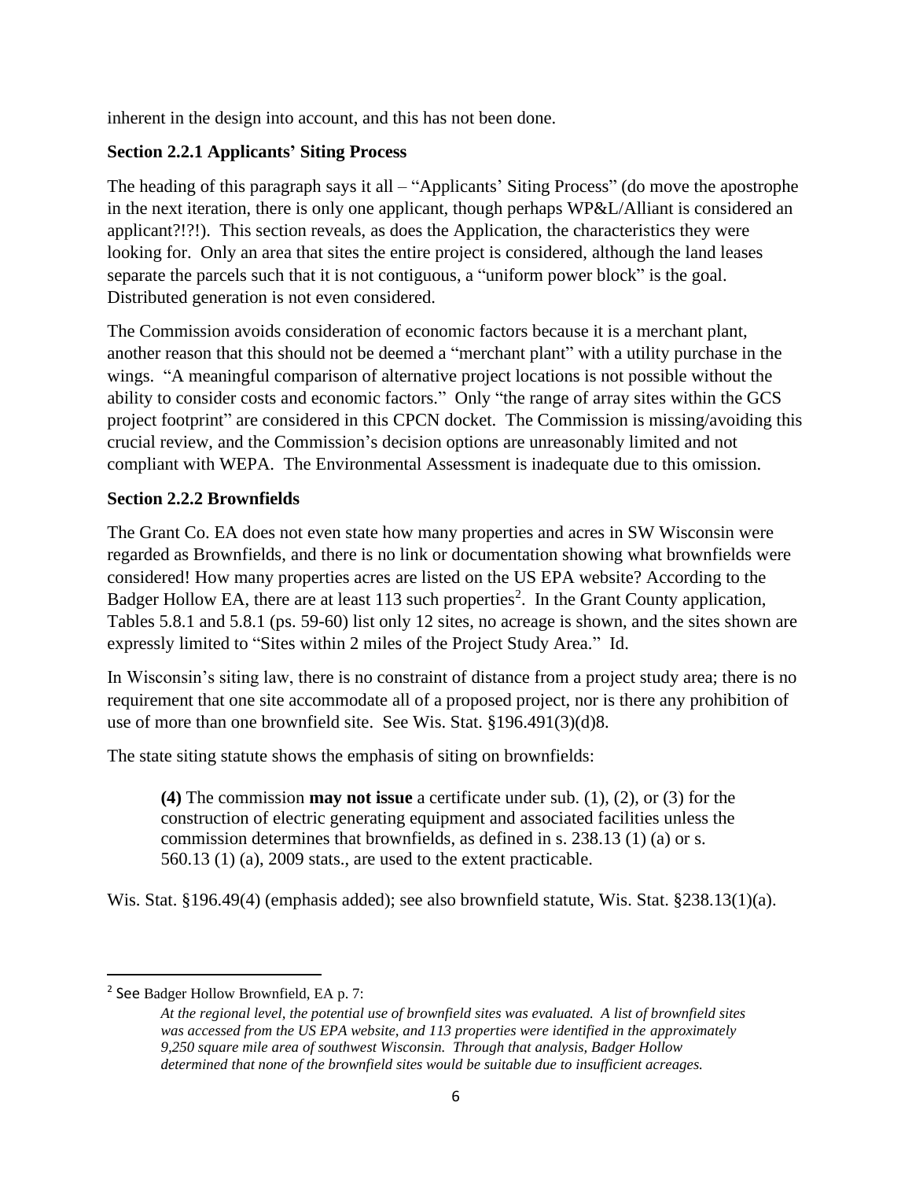inherent in the design into account, and this has not been done.

**Section 2.2.1 Applicants' Siting Process**

The heading of this paragraph says it all – "Applicants' Siting Process" (do move the apostrophe in the next iteration, there is only one applicant, though perhaps WP&L/Alliant is considered an applicant?!?!). This section reveals, as does the Application, the characteristics they were looking for. Only an area that sites the entire project is considered, although the land leases separate the parcels such that it is not contiguous, a "uniform power block" is the goal. Distributed generation is not even considered.

The Commission avoids consideration of economic factors because it is a merchant plant, another reason that this should not be deemed a "merchant plant" with a utility purchase in the wings. "A meaningful comparison of alternative project locations is not possible without the ability to consider costs and economic factors." Only "the range of array sites within the GCS project footprint" are considered in this CPCN docket. The Commission is missing/avoiding this crucial review, and the Commission's decision options are unreasonably limited and not compliant with WEPA. The Environmental Assessment is inadequate due to this omission.

**Section 2.2.2 Brownfields**

The Grant Co. EA does not even state how many properties and acres in SW Wisconsin were regarded as Brownfields, and there is no link or documentation showing what brownfields were considered! How many properties acres are listed on the US EPA website? According to the Badger Hollow EA, there are at least 113 such properties[2]. In the Grant County application, Tables 5.8.1 and 5.8.1 (ps. 59-60) list only 12 sites, no acreage is shown, and the sites shown are expressly limited to "Sites within 2 miles of the Project Study Area." Id.

In Wisconsin's siting law, there is no constraint of distance from a project study area; there is no requirement that one site accommodate all of a proposed project, nor is there any prohibition of use of more than one brownfield site. See Wis. Stat. §196.491(3)(d)8.

The state siting statute shows the emphasis of siting on brownfields:

> **(4)** The commission **may not issue** a certificate under sub. (1), (2), or (3) for the construction of electric generating equipment and associated facilities unless the commission determines that brownfields, as defined in s. 238.13 (1) (a) or s. 560.13 (1) (a), 2009 stats., are used to the extent practicable.

Wis. Stat. §196.49(4) (emphasis added); see also brownfield statute, Wis. Stat. §238.13(1)(a).

---

[2] See Badger Hollow Brownfield, EA p. 7:

> *At the regional level, the potential use of brownfield sites was evaluated. A list of brownfield sites was accessed from the US EPA website, and 113 properties were identified in the approximately 9,250 square mile area of southwest Wisconsin. Through that analysis, Badger Hollow determined that none of the brownfield sites would be suitable due to insufficient acreages.*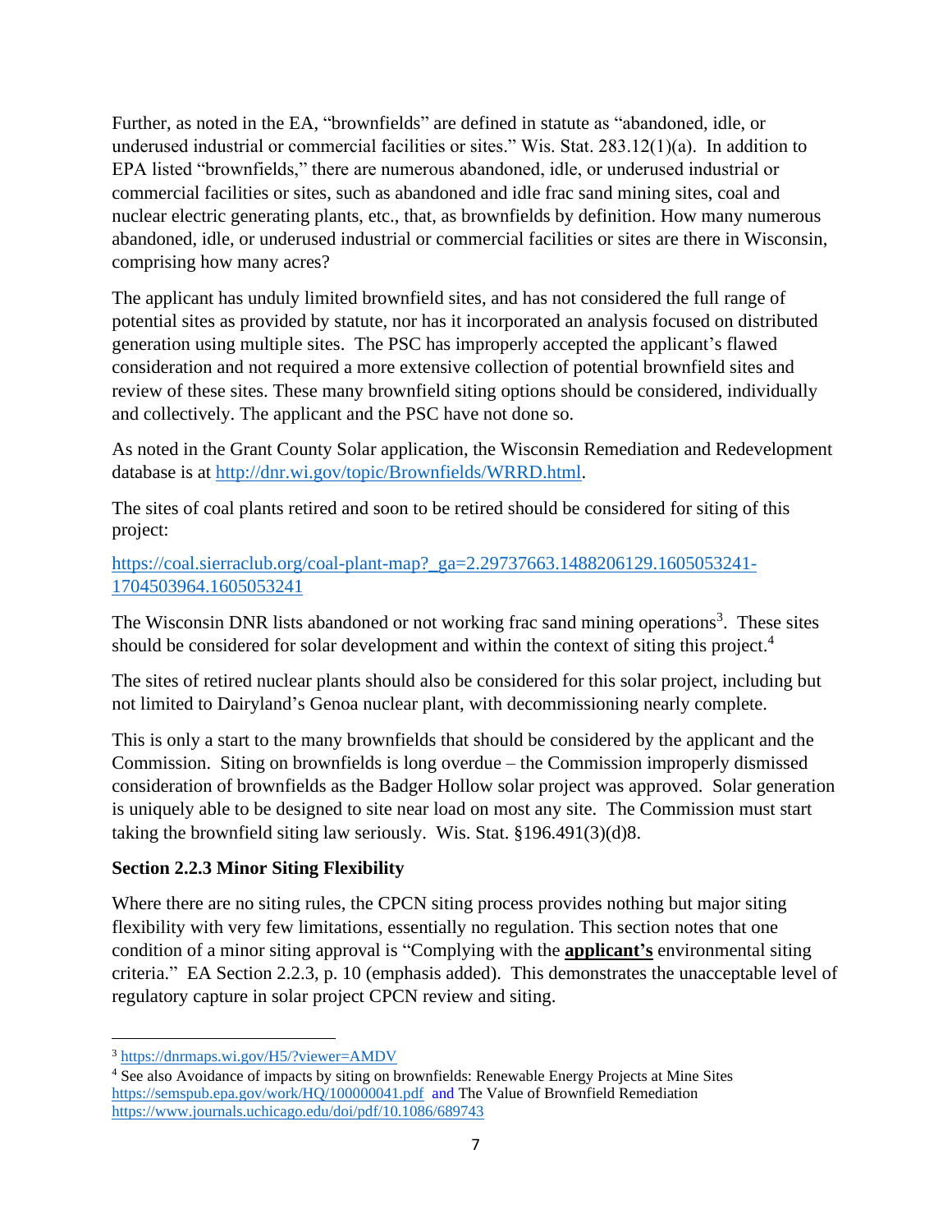Further, as noted in the EA, "brownfields" are defined in statute as "abandoned, idle, or underused industrial or commercial facilities or sites." Wis. Stat. 283.12(1)(a). In addition to EPA listed "brownfields," there are numerous abandoned, idle, or underused industrial or commercial facilities or sites, such as abandoned and idle frac sand mining sites, coal and nuclear electric generating plants, etc., that, as brownfields by definition. How many numerous abandoned, idle, or underused industrial or commercial facilities or sites are there in Wisconsin, comprising how many acres?

The applicant has unduly limited brownfield sites, and has not considered the full range of potential sites as provided by statute, nor has it incorporated an analysis focused on distributed generation using multiple sites. The PSC has improperly accepted the applicant's flawed consideration and not required a more extensive collection of potential brownfield sites and review of these sites. These many brownfield siting options should be considered, individually and collectively. The applicant and the PSC have not done so.

As noted in the Grant County Solar application, the Wisconsin Remediation and Redevelopment database is at http://dnr.wi.gov/topic/Brownfields/WRRD.html.

The sites of coal plants retired and soon to be retired should be considered for siting of this project:

https://coal.sierraclub.org/coal-plant-map?_ga=2.29737663.1488206129.1605053241-1704503964.1605053241

The Wisconsin DNR lists abandoned or not working frac sand mining operations[3]. These sites should be considered for solar development and within the context of siting this project.[4]

The sites of retired nuclear plants should also be considered for this solar project, including but not limited to Dairyland's Genoa nuclear plant, with decommissioning nearly complete.

This is only a start to the many brownfields that should be considered by the applicant and the Commission. Siting on brownfields is long overdue – the Commission improperly dismissed consideration of brownfields as the Badger Hollow solar project was approved. Solar generation is uniquely able to be designed to site near load on most any site. The Commission must start taking the brownfield siting law seriously. Wis. Stat. §196.491(3)(d)8.

**Section 2.2.3 Minor Siting Flexibility**

Where there are no siting rules, the CPCN siting process provides nothing but major siting flexibility with very few limitations, essentially no regulation. This section notes that one condition of a minor siting approval is "Complying with the **applicant's** environmental siting criteria." EA Section 2.2.3, p. 10 (emphasis added). This demonstrates the unacceptable level of regulatory capture in solar project CPCN review and siting.

---

[3] https://dnrmaps.wi.gov/H5/?viewer=AMDV

[4] See also Avoidance of impacts by siting on brownfields: Renewable Energy Projects at Mine Sites https://semspub.epa.gov/work/HQ/100000041.pdf and The Value of Brownfield Remediation https://www.journals.uchicago.edu/doi/pdf/10.1086/689743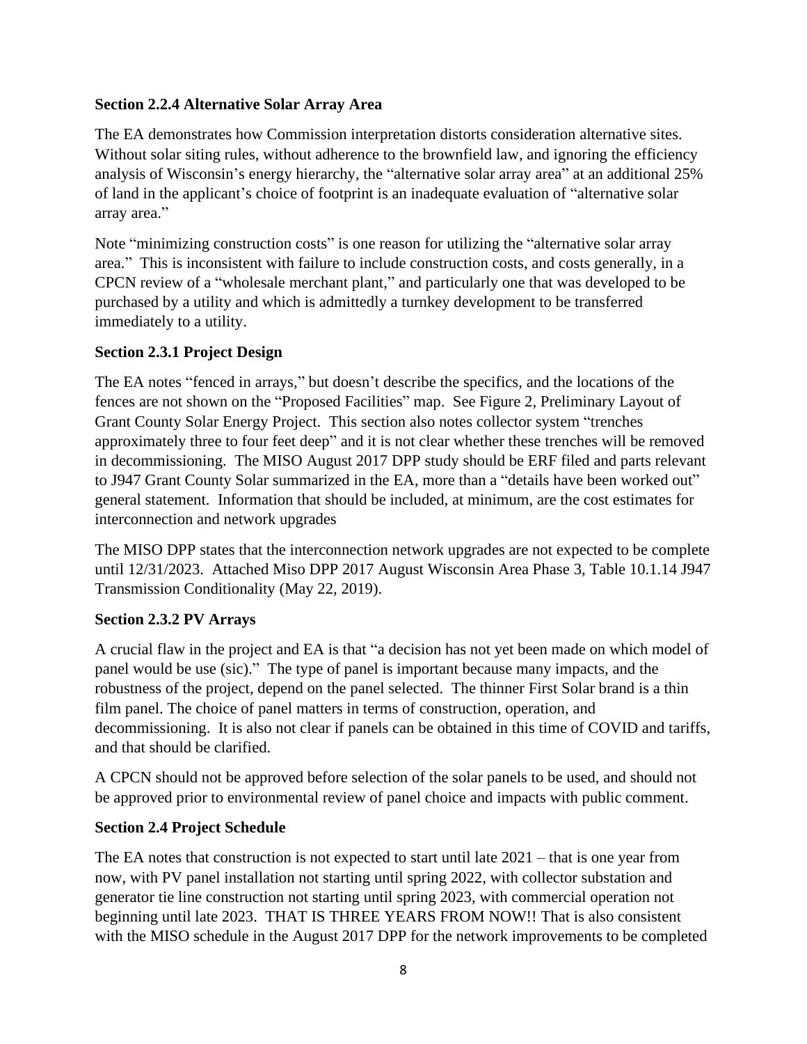### Section 2.2.4 Alternative Solar Array Area

The EA demonstrates how Commission interpretation distorts consideration alternative sites. Without solar siting rules, without adherence to the brownfield law, and ignoring the efficiency analysis of Wisconsin's energy hierarchy, the "alternative solar array area" at an additional 25% of land in the applicant's choice of footprint is an inadequate evaluation of "alternative solar array area."

Note "minimizing construction costs" is one reason for utilizing the "alternative solar array area." This is inconsistent with failure to include construction costs, and costs generally, in a CPCN review of a "wholesale merchant plant," and particularly one that was developed to be purchased by a utility and which is admittedly a turnkey development to be transferred immediately to a utility.

### Section 2.3.1 Project Design

The EA notes "fenced in arrays," but doesn't describe the specifics, and the locations of the fences are not shown on the "Proposed Facilities" map. See Figure 2, Preliminary Layout of Grant County Solar Energy Project. This section also notes collector system "trenches approximately three to four feet deep" and it is not clear whether these trenches will be removed in decommissioning. The MISO August 2017 DPP study should be ERF filed and parts relevant to J947 Grant County Solar summarized in the EA, more than a "details have been worked out" general statement. Information that should be included, at minimum, are the cost estimates for interconnection and network upgrades

The MISO DPP states that the interconnection network upgrades are not expected to be complete until 12/31/2023. Attached Miso DPP 2017 August Wisconsin Area Phase 3, Table 10.1.14 J947 Transmission Conditionality (May 22, 2019).

### Section 2.3.2 PV Arrays

A crucial flaw in the project and EA is that "a decision has not yet been made on which model of panel would be use (sic)." The type of panel is important because many impacts, and the robustness of the project, depend on the panel selected. The thinner First Solar brand is a thin film panel. The choice of panel matters in terms of construction, operation, and decommissioning. It is also not clear if panels can be obtained in this time of COVID and tariffs, and that should be clarified.

A CPCN should not be approved before selection of the solar panels to be used, and should not be approved prior to environmental review of panel choice and impacts with public comment.

### Section 2.4 Project Schedule

The EA notes that construction is not expected to start until late 2021 – that is one year from now, with PV panel installation not starting until spring 2022, with collector substation and generator tie line construction not starting until spring 2023, with commercial operation not beginning until late 2023. THAT IS THREE YEARS FROM NOW!! That is also consistent with the MISO schedule in the August 2017 DPP for the network improvements to be completed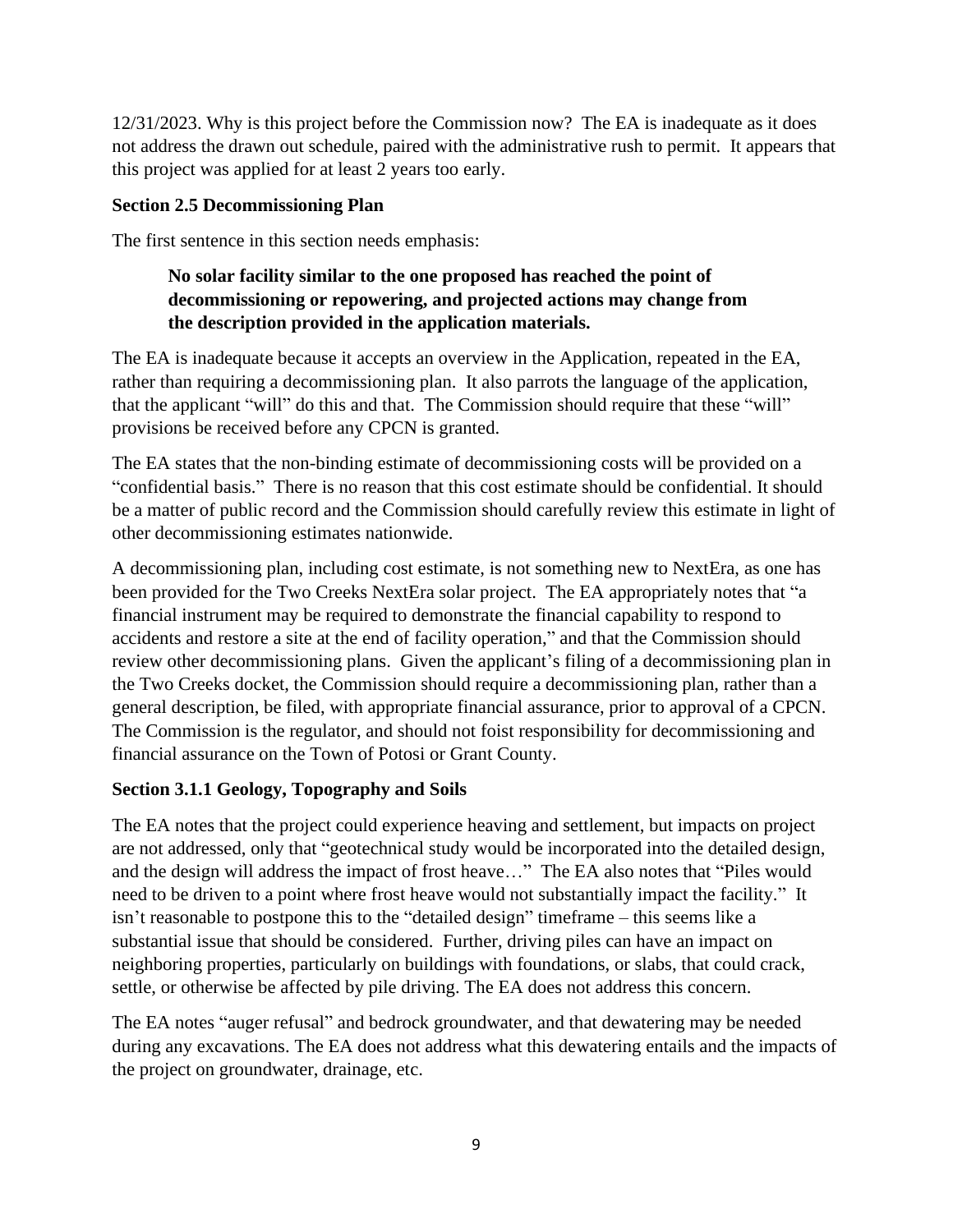12/31/2023. Why is this project before the Commission now? The EA is inadequate as it does not address the drawn out schedule, paired with the administrative rush to permit. It appears that this project was applied for at least 2 years too early.

**Section 2.5 Decommissioning Plan**

The first sentence in this section needs emphasis:

> **No solar facility similar to the one proposed has reached the point of decommissioning or repowering, and projected actions may change from the description provided in the application materials.**

The EA is inadequate because it accepts an overview in the Application, repeated in the EA, rather than requiring a decommissioning plan. It also parrots the language of the application, that the applicant "will" do this and that. The Commission should require that these "will" provisions be received before any CPCN is granted.

The EA states that the non-binding estimate of decommissioning costs will be provided on a "confidential basis." There is no reason that this cost estimate should be confidential. It should be a matter of public record and the Commission should carefully review this estimate in light of other decommissioning estimates nationwide.

A decommissioning plan, including cost estimate, is not something new to NextEra, as one has been provided for the Two Creeks NextEra solar project. The EA appropriately notes that "a financial instrument may be required to demonstrate the financial capability to respond to accidents and restore a site at the end of facility operation," and that the Commission should review other decommissioning plans. Given the applicant's filing of a decommissioning plan in the Two Creeks docket, the Commission should require a decommissioning plan, rather than a general description, be filed, with appropriate financial assurance, prior to approval of a CPCN. The Commission is the regulator, and should not foist responsibility for decommissioning and financial assurance on the Town of Potosi or Grant County.

**Section 3.1.1 Geology, Topography and Soils**

The EA notes that the project could experience heaving and settlement, but impacts on project are not addressed, only that "geotechnical study would be incorporated into the detailed design, and the design will address the impact of frost heave…" The EA also notes that "Piles would need to be driven to a point where frost heave would not substantially impact the facility." It isn't reasonable to postpone this to the "detailed design" timeframe – this seems like a substantial issue that should be considered. Further, driving piles can have an impact on neighboring properties, particularly on buildings with foundations, or slabs, that could crack, settle, or otherwise be affected by pile driving. The EA does not address this concern.

The EA notes "auger refusal" and bedrock groundwater, and that dewatering may be needed during any excavations. The EA does not address what this dewatering entails and the impacts of the project on groundwater, drainage, etc.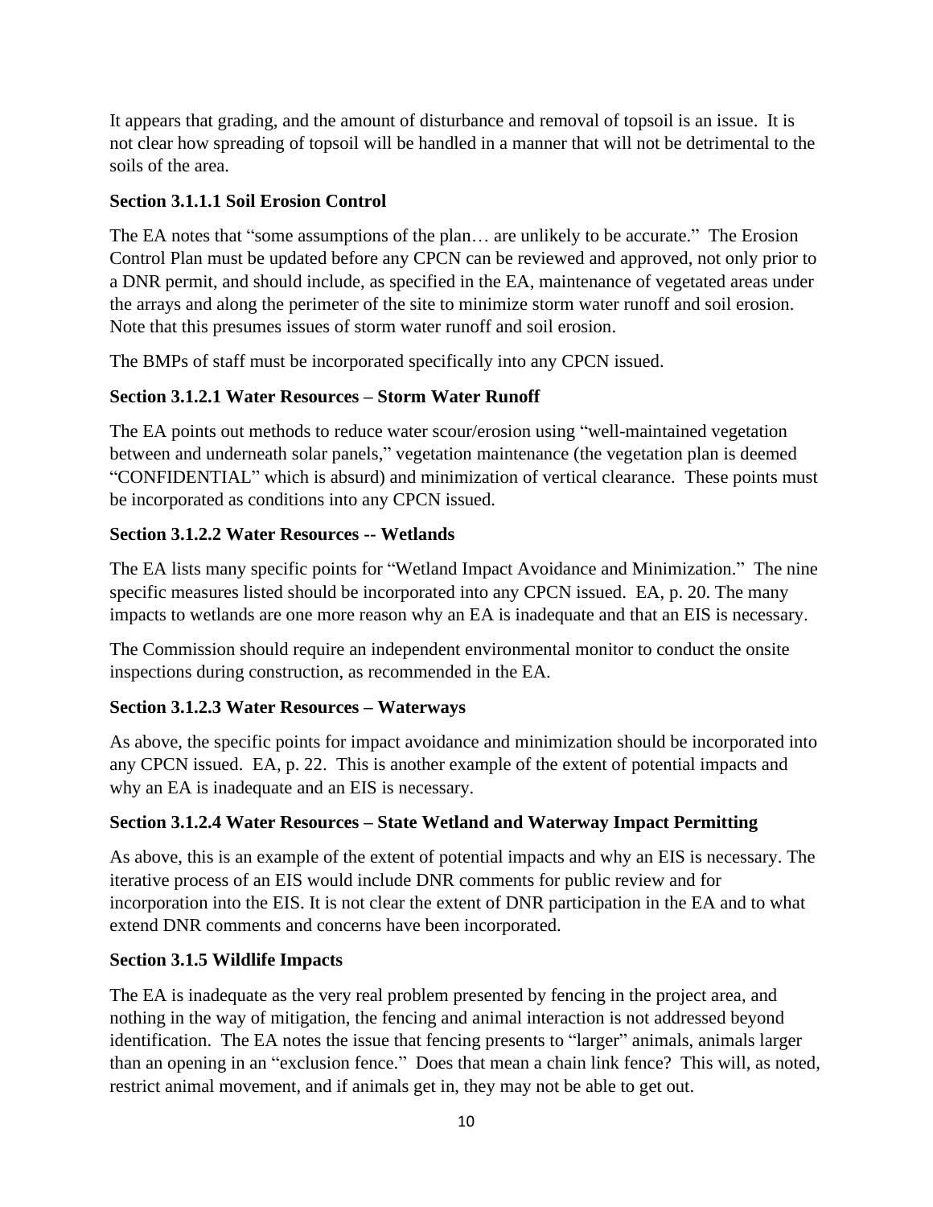It appears that grading, and the amount of disturbance and removal of topsoil is an issue. It is not clear how spreading of topsoil will be handled in a manner that will not be detrimental to the soils of the area.

**Section 3.1.1.1 Soil Erosion Control**

The EA notes that "some assumptions of the plan… are unlikely to be accurate." The Erosion Control Plan must be updated before any CPCN can be reviewed and approved, not only prior to a DNR permit, and should include, as specified in the EA, maintenance of vegetated areas under the arrays and along the perimeter of the site to minimize storm water runoff and soil erosion. Note that this presumes issues of storm water runoff and soil erosion.

The BMPs of staff must be incorporated specifically into any CPCN issued.

**Section 3.1.2.1 Water Resources – Storm Water Runoff**

The EA points out methods to reduce water scour/erosion using "well-maintained vegetation between and underneath solar panels," vegetation maintenance (the vegetation plan is deemed "CONFIDENTIAL" which is absurd) and minimization of vertical clearance. These points must be incorporated as conditions into any CPCN issued.

**Section 3.1.2.2 Water Resources -- Wetlands**

The EA lists many specific points for "Wetland Impact Avoidance and Minimization." The nine specific measures listed should be incorporated into any CPCN issued. EA, p. 20. The many impacts to wetlands are one more reason why an EA is inadequate and that an EIS is necessary.

The Commission should require an independent environmental monitor to conduct the onsite inspections during construction, as recommended in the EA.

**Section 3.1.2.3 Water Resources – Waterways**

As above, the specific points for impact avoidance and minimization should be incorporated into any CPCN issued. EA, p. 22. This is another example of the extent of potential impacts and why an EA is inadequate and an EIS is necessary.

**Section 3.1.2.4 Water Resources – State Wetland and Waterway Impact Permitting**

As above, this is an example of the extent of potential impacts and why an EIS is necessary. The iterative process of an EIS would include DNR comments for public review and for incorporation into the EIS. It is not clear the extent of DNR participation in the EA and to what extend DNR comments and concerns have been incorporated.

**Section 3.1.5 Wildlife Impacts**

The EA is inadequate as the very real problem presented by fencing in the project area, and nothing in the way of mitigation, the fencing and animal interaction is not addressed beyond identification. The EA notes the issue that fencing presents to "larger" animals, animals larger than an opening in an "exclusion fence." Does that mean a chain link fence? This will, as noted, restrict animal movement, and if animals get in, they may not be able to get out.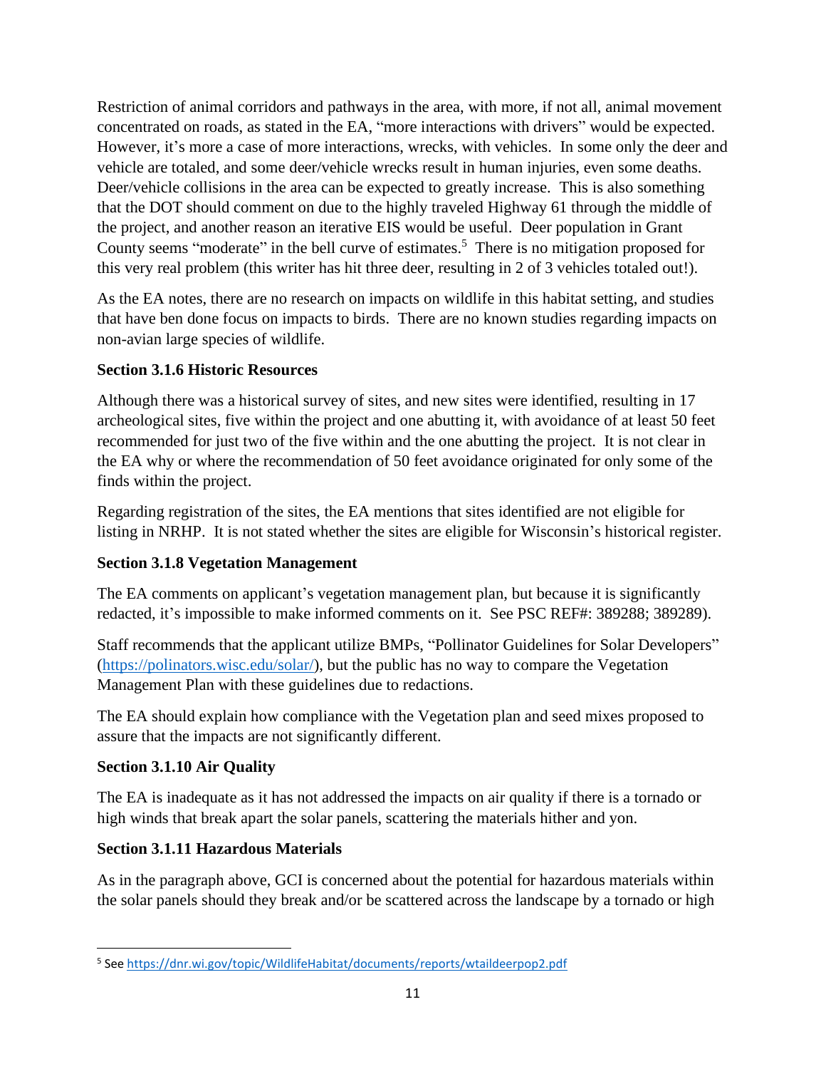Restriction of animal corridors and pathways in the area, with more, if not all, animal movement concentrated on roads, as stated in the EA, "more interactions with drivers" would be expected. However, it's more a case of more interactions, wrecks, with vehicles. In some only the deer and vehicle are totaled, and some deer/vehicle wrecks result in human injuries, even some deaths. Deer/vehicle collisions in the area can be expected to greatly increase. This is also something that the DOT should comment on due to the highly traveled Highway 61 through the middle of the project, and another reason an iterative EIS would be useful. Deer population in Grant County seems "moderate" in the bell curve of estimates.[5] There is no mitigation proposed for this very real problem (this writer has hit three deer, resulting in 2 of 3 vehicles totaled out!).

As the EA notes, there are no research on impacts on wildlife in this habitat setting, and studies that have ben done focus on impacts to birds. There are no known studies regarding impacts on non-avian large species of wildlife.

**Section 3.1.6 Historic Resources**

Although there was a historical survey of sites, and new sites were identified, resulting in 17 archeological sites, five within the project and one abutting it, with avoidance of at least 50 feet recommended for just two of the five within and the one abutting the project. It is not clear in the EA why or where the recommendation of 50 feet avoidance originated for only some of the finds within the project.

Regarding registration of the sites, the EA mentions that sites identified are not eligible for listing in NRHP. It is not stated whether the sites are eligible for Wisconsin's historical register.

**Section 3.1.8 Vegetation Management**

The EA comments on applicant's vegetation management plan, but because it is significantly redacted, it's impossible to make informed comments on it. See PSC REF#: 389288; 389289).

Staff recommends that the applicant utilize BMPs, "Pollinator Guidelines for Solar Developers" (https://polinators.wisc.edu/solar/), but the public has no way to compare the Vegetation Management Plan with these guidelines due to redactions.

The EA should explain how compliance with the Vegetation plan and seed mixes proposed to assure that the impacts are not significantly different.

**Section 3.1.10 Air Quality**

The EA is inadequate as it has not addressed the impacts on air quality if there is a tornado or high winds that break apart the solar panels, scattering the materials hither and yon.

**Section 3.1.11 Hazardous Materials**

As in the paragraph above, GCI is concerned about the potential for hazardous materials within the solar panels should they break and/or be scattered across the landscape by a tornado or high

---

[5] See https://dnr.wi.gov/topic/WildlifeHabitat/documents/reports/wtaildeerpop2.pdf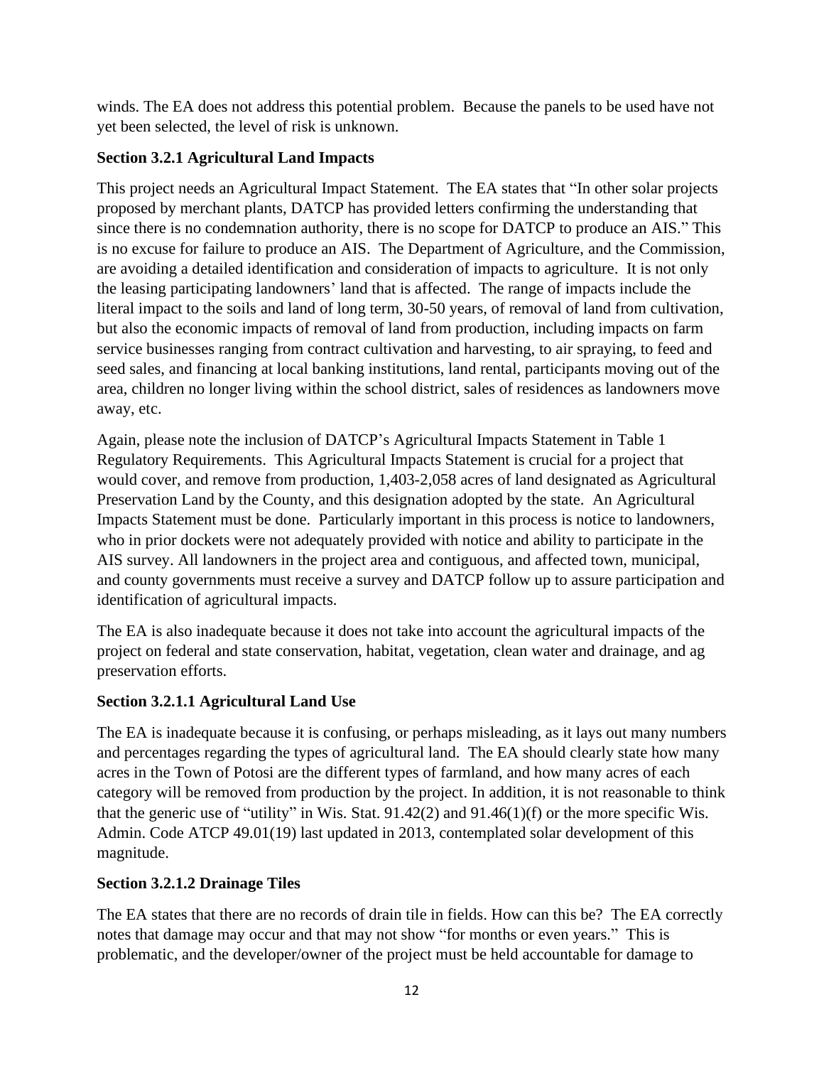winds. The EA does not address this potential problem. Because the panels to be used have not yet been selected, the level of risk is unknown.

**Section 3.2.1 Agricultural Land Impacts**

This project needs an Agricultural Impact Statement. The EA states that "In other solar projects proposed by merchant plants, DATCP has provided letters confirming the understanding that since there is no condemnation authority, there is no scope for DATCP to produce an AIS." This is no excuse for failure to produce an AIS. The Department of Agriculture, and the Commission, are avoiding a detailed identification and consideration of impacts to agriculture. It is not only the leasing participating landowners' land that is affected. The range of impacts include the literal impact to the soils and land of long term, 30-50 years, of removal of land from cultivation, but also the economic impacts of removal of land from production, including impacts on farm service businesses ranging from contract cultivation and harvesting, to air spraying, to feed and seed sales, and financing at local banking institutions, land rental, participants moving out of the area, children no longer living within the school district, sales of residences as landowners move away, etc.

Again, please note the inclusion of DATCP's Agricultural Impacts Statement in Table 1 Regulatory Requirements. This Agricultural Impacts Statement is crucial for a project that would cover, and remove from production, 1,403-2,058 acres of land designated as Agricultural Preservation Land by the County, and this designation adopted by the state. An Agricultural Impacts Statement must be done. Particularly important in this process is notice to landowners, who in prior dockets were not adequately provided with notice and ability to participate in the AIS survey. All landowners in the project area and contiguous, and affected town, municipal, and county governments must receive a survey and DATCP follow up to assure participation and identification of agricultural impacts.

The EA is also inadequate because it does not take into account the agricultural impacts of the project on federal and state conservation, habitat, vegetation, clean water and drainage, and ag preservation efforts.

**Section 3.2.1.1 Agricultural Land Use**

The EA is inadequate because it is confusing, or perhaps misleading, as it lays out many numbers and percentages regarding the types of agricultural land. The EA should clearly state how many acres in the Town of Potosi are the different types of farmland, and how many acres of each category will be removed from production by the project. In addition, it is not reasonable to think that the generic use of "utility" in Wis. Stat. 91.42(2) and 91.46(1)(f) or the more specific Wis. Admin. Code ATCP 49.01(19) last updated in 2013, contemplated solar development of this magnitude.

**Section 3.2.1.2 Drainage Tiles**

The EA states that there are no records of drain tile in fields. How can this be? The EA correctly notes that damage may occur and that may not show "for months or even years." This is problematic, and the developer/owner of the project must be held accountable for damage to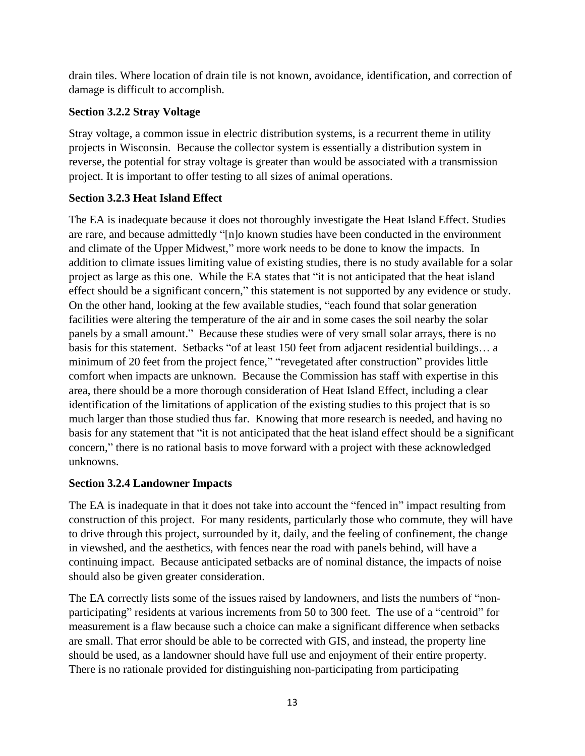drain tiles. Where location of drain tile is not known, avoidance, identification, and correction of damage is difficult to accomplish.

**Section 3.2.2 Stray Voltage**

Stray voltage, a common issue in electric distribution systems, is a recurrent theme in utility projects in Wisconsin. Because the collector system is essentially a distribution system in reverse, the potential for stray voltage is greater than would be associated with a transmission project. It is important to offer testing to all sizes of animal operations.

**Section 3.2.3 Heat Island Effect**

The EA is inadequate because it does not thoroughly investigate the Heat Island Effect. Studies are rare, and because admittedly "[n]o known studies have been conducted in the environment and climate of the Upper Midwest," more work needs to be done to know the impacts. In addition to climate issues limiting value of existing studies, there is no study available for a solar project as large as this one. While the EA states that "it is not anticipated that the heat island effect should be a significant concern," this statement is not supported by any evidence or study. On the other hand, looking at the few available studies, "each found that solar generation facilities were altering the temperature of the air and in some cases the soil nearby the solar panels by a small amount." Because these studies were of very small solar arrays, there is no basis for this statement. Setbacks "of at least 150 feet from adjacent residential buildings… a minimum of 20 feet from the project fence," "revegetated after construction" provides little comfort when impacts are unknown. Because the Commission has staff with expertise in this area, there should be a more thorough consideration of Heat Island Effect, including a clear identification of the limitations of application of the existing studies to this project that is so much larger than those studied thus far. Knowing that more research is needed, and having no basis for any statement that "it is not anticipated that the heat island effect should be a significant concern," there is no rational basis to move forward with a project with these acknowledged unknowns.

**Section 3.2.4 Landowner Impacts**

The EA is inadequate in that it does not take into account the "fenced in" impact resulting from construction of this project. For many residents, particularly those who commute, they will have to drive through this project, surrounded by it, daily, and the feeling of confinement, the change in viewshed, and the aesthetics, with fences near the road with panels behind, will have a continuing impact. Because anticipated setbacks are of nominal distance, the impacts of noise should also be given greater consideration.

The EA correctly lists some of the issues raised by landowners, and lists the numbers of "non-participating" residents at various increments from 50 to 300 feet. The use of a "centroid" for measurement is a flaw because such a choice can make a significant difference when setbacks are small. That error should be able to be corrected with GIS, and instead, the property line should be used, as a landowner should have full use and enjoyment of their entire property. There is no rationale provided for distinguishing non-participating from participating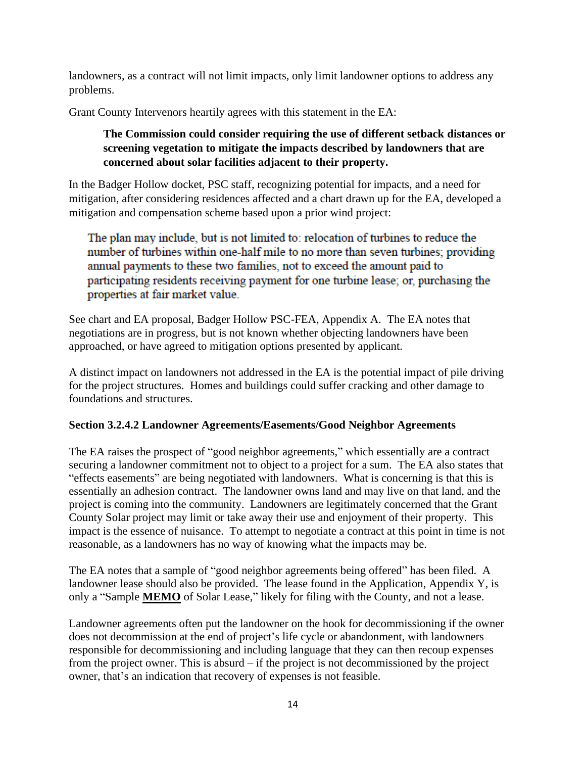landowners, as a contract will not limit impacts, only limit landowner options to address any problems.

Grant County Intervenors heartily agrees with this statement in the EA:

> **The Commission could consider requiring the use of different setback distances or screening vegetation to mitigate the impacts described by landowners that are concerned about solar facilities adjacent to their property.**

In the Badger Hollow docket, PSC staff, recognizing potential for impacts, and a need for mitigation, after considering residences affected and a chart drawn up for the EA, developed a mitigation and compensation scheme based upon a prior wind project:

> The plan may include, but is not limited to: relocation of turbines to reduce the number of turbines within one-half mile to no more than seven turbines; providing annual payments to these two families, not to exceed the amount paid to participating residents receiving payment for one turbine lease; or, purchasing the properties at fair market value.

See chart and EA proposal, Badger Hollow PSC-FEA, Appendix A. The EA notes that negotiations are in progress, but is not known whether objecting landowners have been approached, or have agreed to mitigation options presented by applicant.

A distinct impact on landowners not addressed in the EA is the potential impact of pile driving for the project structures. Homes and buildings could suffer cracking and other damage to foundations and structures.

### Section 3.2.4.2 Landowner Agreements/Easements/Good Neighbor Agreements

The EA raises the prospect of "good neighbor agreements," which essentially are a contract securing a landowner commitment not to object to a project for a sum. The EA also states that "effects easements" are being negotiated with landowners. What is concerning is that this is essentially an adhesion contract. The landowner owns land and may live on that land, and the project is coming into the community. Landowners are legitimately concerned that the Grant County Solar project may limit or take away their use and enjoyment of their property. This impact is the essence of nuisance. To attempt to negotiate a contract at this point in time is not reasonable, as a landowners has no way of knowing what the impacts may be.

The EA notes that a sample of "good neighbor agreements being offered" has been filed. A landowner lease should also be provided. The lease found in the Application, Appendix Y, is only a "Sample **<u>MEMO</u>** of Solar Lease," likely for filing with the County, and not a lease.

Landowner agreements often put the landowner on the hook for decommissioning if the owner does not decommission at the end of project's life cycle or abandonment, with landowners responsible for decommissioning and including language that they can then recoup expenses from the project owner. This is absurd – if the project is not decommissioned by the project owner, that's an indication that recovery of expenses is not feasible.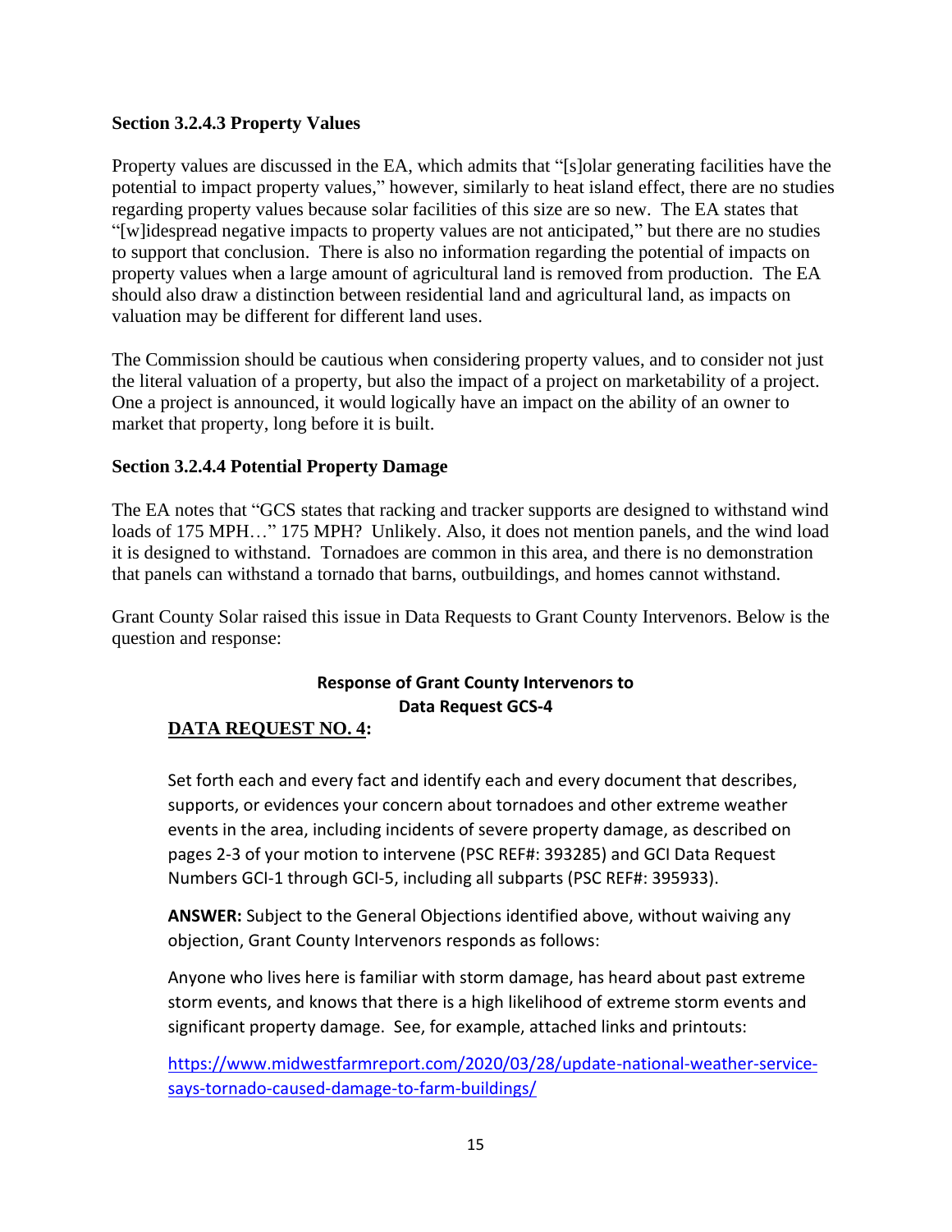### Section 3.2.4.3 Property Values

Property values are discussed in the EA, which admits that "[s]olar generating facilities have the potential to impact property values," however, similarly to heat island effect, there are no studies regarding property values because solar facilities of this size are so new. The EA states that "[w]idespread negative impacts to property values are not anticipated," but there are no studies to support that conclusion. There is also no information regarding the potential of impacts on property values when a large amount of agricultural land is removed from production. The EA should also draw a distinction between residential land and agricultural land, as impacts on valuation may be different for different land uses.

The Commission should be cautious when considering property values, and to consider not just the literal valuation of a property, but also the impact of a project on marketability of a project. One a project is announced, it would logically have an impact on the ability of an owner to market that property, long before it is built.

### Section 3.2.4.4 Potential Property Damage

The EA notes that "GCS states that racking and tracker supports are designed to withstand wind loads of 175 MPH…" 175 MPH? Unlikely. Also, it does not mention panels, and the wind load it is designed to withstand. Tornadoes are common in this area, and there is no demonstration that panels can withstand a tornado that barns, outbuildings, and homes cannot withstand.

Grant County Solar raised this issue in Data Requests to Grant County Intervenors. Below is the question and response:

**Response of Grant County Intervenors to Data Request GCS-4**

**DATA REQUEST NO. 4:**

Set forth each and every fact and identify each and every document that describes, supports, or evidences your concern about tornadoes and other extreme weather events in the area, including incidents of severe property damage, as described on pages 2-3 of your motion to intervene (PSC REF#: 393285) and GCI Data Request Numbers GCI-1 through GCI-5, including all subparts (PSC REF#: 395933).

**ANSWER:** Subject to the General Objections identified above, without waiving any objection, Grant County Intervenors responds as follows:

Anyone who lives here is familiar with storm damage, has heard about past extreme storm events, and knows that there is a high likelihood of extreme storm events and significant property damage. See, for example, attached links and printouts:

https://www.midwestfarmreport.com/2020/03/28/update-national-weather-service-says-tornado-caused-damage-to-farm-buildings/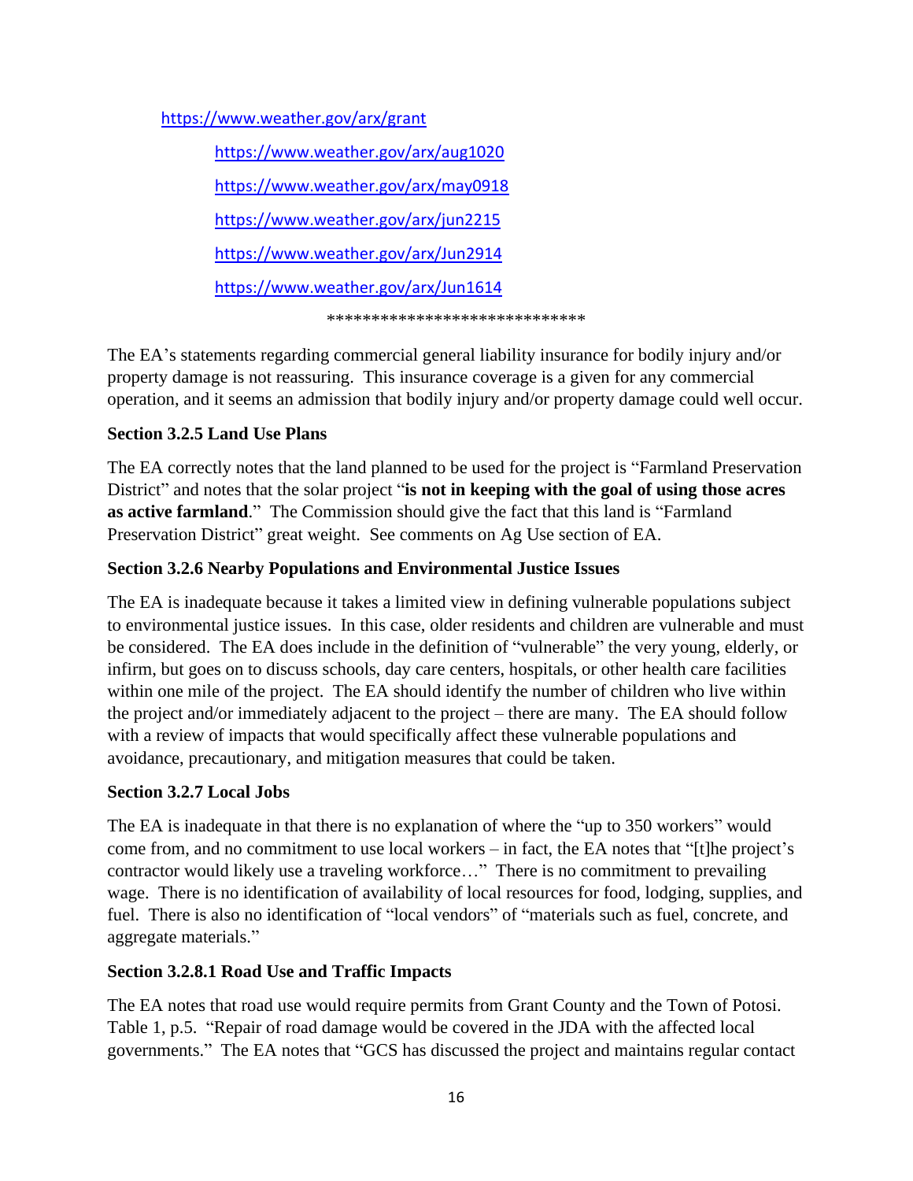https://www.weather.gov/arx/grant

https://www.weather.gov/arx/aug1020

https://www.weather.gov/arx/may0918

https://www.weather.gov/arx/jun2215

https://www.weather.gov/arx/Jun2914

https://www.weather.gov/arx/Jun1614

*****************************

The EA's statements regarding commercial general liability insurance for bodily injury and/or property damage is not reassuring. This insurance coverage is a given for any commercial operation, and it seems an admission that bodily injury and/or property damage could well occur.

**Section 3.2.5 Land Use Plans**

The EA correctly notes that the land planned to be used for the project is "Farmland Preservation District" and notes that the solar project "**is not in keeping with the goal of using those acres as active farmland**." The Commission should give the fact that this land is "Farmland Preservation District" great weight. See comments on Ag Use section of EA.

**Section 3.2.6 Nearby Populations and Environmental Justice Issues**

The EA is inadequate because it takes a limited view in defining vulnerable populations subject to environmental justice issues. In this case, older residents and children are vulnerable and must be considered. The EA does include in the definition of "vulnerable" the very young, elderly, or infirm, but goes on to discuss schools, day care centers, hospitals, or other health care facilities within one mile of the project. The EA should identify the number of children who live within the project and/or immediately adjacent to the project – there are many. The EA should follow with a review of impacts that would specifically affect these vulnerable populations and avoidance, precautionary, and mitigation measures that could be taken.

**Section 3.2.7 Local Jobs**

The EA is inadequate in that there is no explanation of where the "up to 350 workers" would come from, and no commitment to use local workers – in fact, the EA notes that "[t]he project's contractor would likely use a traveling workforce…" There is no commitment to prevailing wage. There is no identification of availability of local resources for food, lodging, supplies, and fuel. There is also no identification of "local vendors" of "materials such as fuel, concrete, and aggregate materials."

**Section 3.2.8.1 Road Use and Traffic Impacts**

The EA notes that road use would require permits from Grant County and the Town of Potosi. Table 1, p.5. "Repair of road damage would be covered in the JDA with the affected local governments." The EA notes that "GCS has discussed the project and maintains regular contact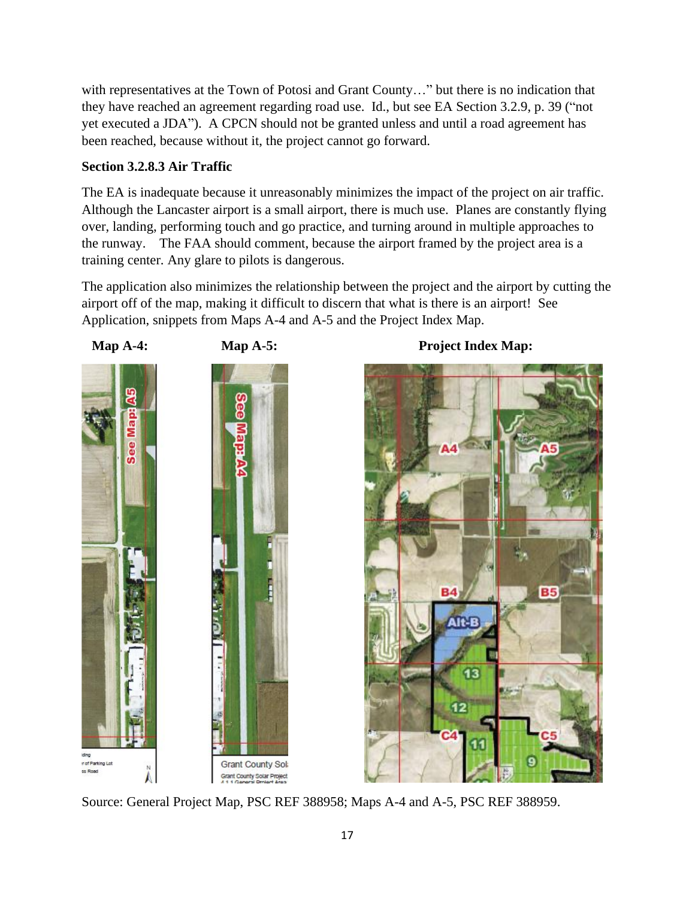with representatives at the Town of Potosi and Grant County…" but there is no indication that they have reached an agreement regarding road use. Id., but see EA Section 3.2.9, p. 39 ("not yet executed a JDA"). A CPCN should not be granted unless and until a road agreement has been reached, because without it, the project cannot go forward.

**Section 3.2.8.3 Air Traffic**

The EA is inadequate because it unreasonably minimizes the impact of the project on air traffic. Although the Lancaster airport is a small airport, there is much use. Planes are constantly flying over, landing, performing touch and go practice, and turning around in multiple approaches to the runway. The FAA should comment, because the airport framed by the project area is a training center. Any glare to pilots is dangerous.

The application also minimizes the relationship between the project and the airport by cutting the airport off of the map, making it difficult to discern that what is there is an airport! See Application, snippets from Maps A-4 and A-5 and the Project Index Map.

**Map A-4:** **Map A-5:** **Project Index Map:**

Source: General Project Map, PSC REF 388958; Maps A-4 and A-5, PSC REF 388959.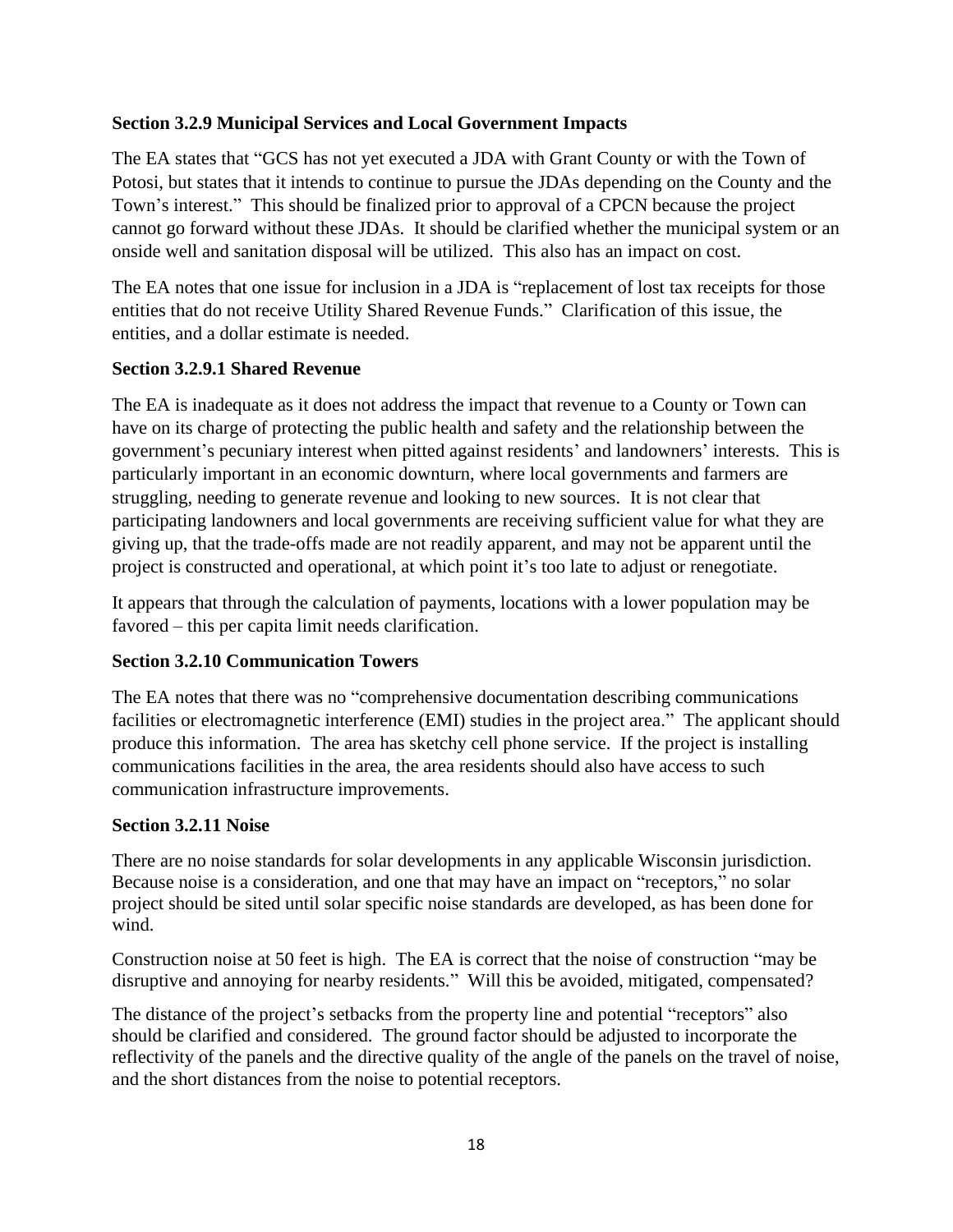**Section 3.2.9 Municipal Services and Local Government Impacts**

The EA states that "GCS has not yet executed a JDA with Grant County or with the Town of Potosi, but states that it intends to continue to pursue the JDAs depending on the County and the Town's interest." This should be finalized prior to approval of a CPCN because the project cannot go forward without these JDAs. It should be clarified whether the municipal system or an onside well and sanitation disposal will be utilized. This also has an impact on cost.

The EA notes that one issue for inclusion in a JDA is "replacement of lost tax receipts for those entities that do not receive Utility Shared Revenue Funds." Clarification of this issue, the entities, and a dollar estimate is needed.

**Section 3.2.9.1 Shared Revenue**

The EA is inadequate as it does not address the impact that revenue to a County or Town can have on its charge of protecting the public health and safety and the relationship between the government's pecuniary interest when pitted against residents' and landowners' interests. This is particularly important in an economic downturn, where local governments and farmers are struggling, needing to generate revenue and looking to new sources. It is not clear that participating landowners and local governments are receiving sufficient value for what they are giving up, that the trade-offs made are not readily apparent, and may not be apparent until the project is constructed and operational, at which point it's too late to adjust or renegotiate.

It appears that through the calculation of payments, locations with a lower population may be favored – this per capita limit needs clarification.

**Section 3.2.10 Communication Towers**

The EA notes that there was no "comprehensive documentation describing communications facilities or electromagnetic interference (EMI) studies in the project area." The applicant should produce this information. The area has sketchy cell phone service. If the project is installing communications facilities in the area, the area residents should also have access to such communication infrastructure improvements.

**Section 3.2.11 Noise**

There are no noise standards for solar developments in any applicable Wisconsin jurisdiction. Because noise is a consideration, and one that may have an impact on "receptors," no solar project should be sited until solar specific noise standards are developed, as has been done for wind.

Construction noise at 50 feet is high. The EA is correct that the noise of construction "may be disruptive and annoying for nearby residents." Will this be avoided, mitigated, compensated?

The distance of the project's setbacks from the property line and potential "receptors" also should be clarified and considered. The ground factor should be adjusted to incorporate the reflectivity of the panels and the directive quality of the angle of the panels on the travel of noise, and the short distances from the noise to potential receptors.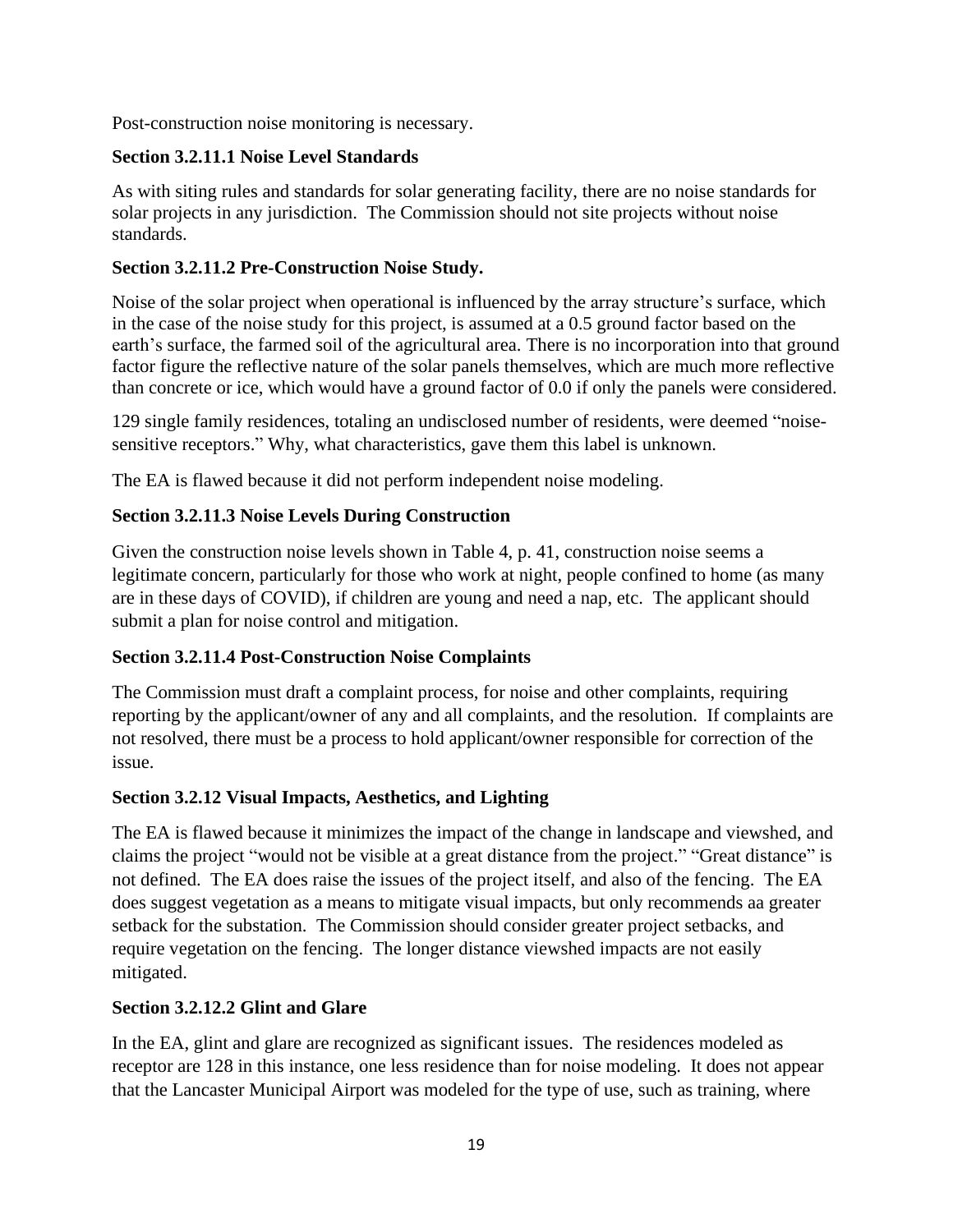Post-construction noise monitoring is necessary.

**Section 3.2.11.1 Noise Level Standards**

As with siting rules and standards for solar generating facility, there are no noise standards for solar projects in any jurisdiction. The Commission should not site projects without noise standards.

**Section 3.2.11.2 Pre-Construction Noise Study.**

Noise of the solar project when operational is influenced by the array structure's surface, which in the case of the noise study for this project, is assumed at a 0.5 ground factor based on the earth's surface, the farmed soil of the agricultural area. There is no incorporation into that ground factor figure the reflective nature of the solar panels themselves, which are much more reflective than concrete or ice, which would have a ground factor of 0.0 if only the panels were considered.

129 single family residences, totaling an undisclosed number of residents, were deemed "noise-sensitive receptors." Why, what characteristics, gave them this label is unknown.

The EA is flawed because it did not perform independent noise modeling.

**Section 3.2.11.3 Noise Levels During Construction**

Given the construction noise levels shown in Table 4, p. 41, construction noise seems a legitimate concern, particularly for those who work at night, people confined to home (as many are in these days of COVID), if children are young and need a nap, etc. The applicant should submit a plan for noise control and mitigation.

**Section 3.2.11.4 Post-Construction Noise Complaints**

The Commission must draft a complaint process, for noise and other complaints, requiring reporting by the applicant/owner of any and all complaints, and the resolution. If complaints are not resolved, there must be a process to hold applicant/owner responsible for correction of the issue.

**Section 3.2.12 Visual Impacts, Aesthetics, and Lighting**

The EA is flawed because it minimizes the impact of the change in landscape and viewshed, and claims the project "would not be visible at a great distance from the project." "Great distance" is not defined. The EA does raise the issues of the project itself, and also of the fencing. The EA does suggest vegetation as a means to mitigate visual impacts, but only recommends aa greater setback for the substation. The Commission should consider greater project setbacks, and require vegetation on the fencing. The longer distance viewshed impacts are not easily mitigated.

**Section 3.2.12.2 Glint and Glare**

In the EA, glint and glare are recognized as significant issues. The residences modeled as receptor are 128 in this instance, one less residence than for noise modeling. It does not appear that the Lancaster Municipal Airport was modeled for the type of use, such as training, where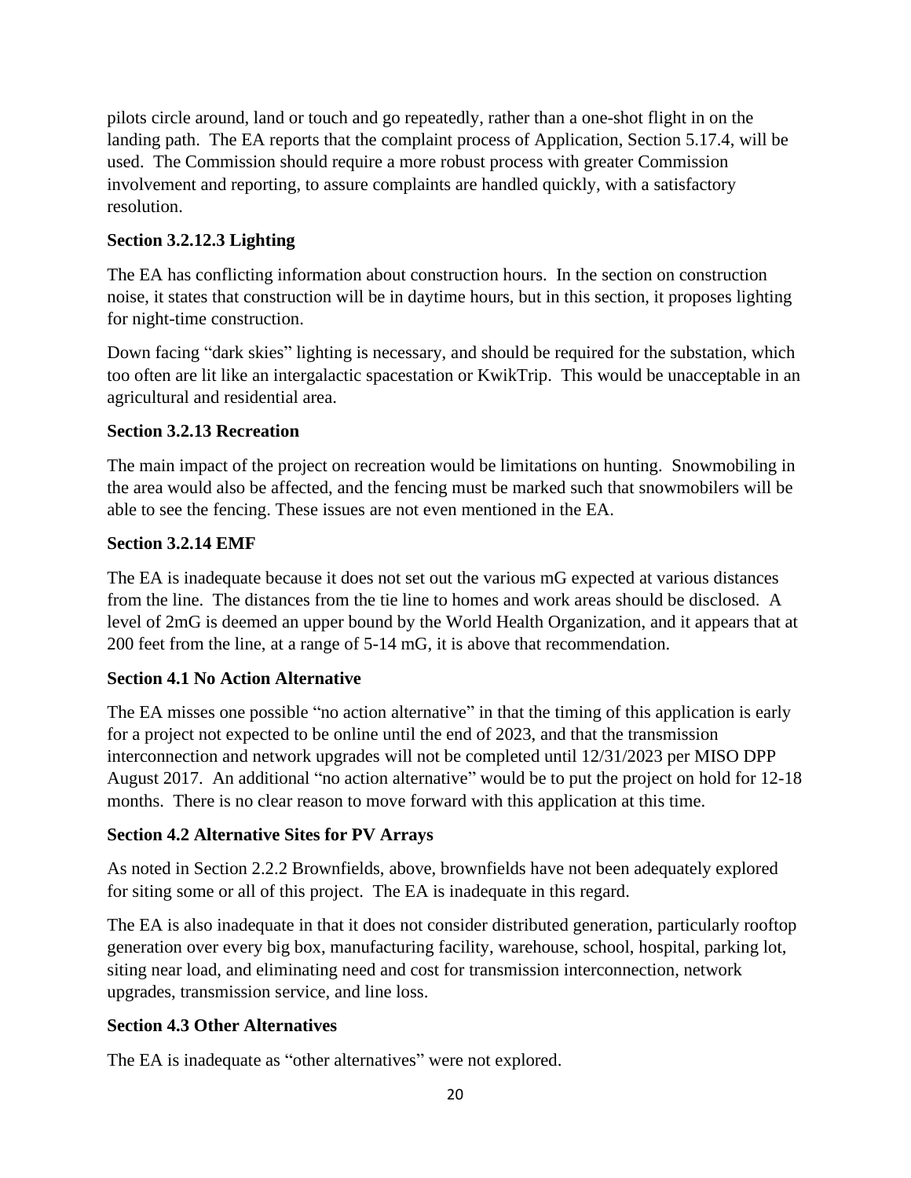pilots circle around, land or touch and go repeatedly, rather than a one-shot flight in on the landing path. The EA reports that the complaint process of Application, Section 5.17.4, will be used. The Commission should require a more robust process with greater Commission involvement and reporting, to assure complaints are handled quickly, with a satisfactory resolution.

**Section 3.2.12.3 Lighting**

The EA has conflicting information about construction hours. In the section on construction noise, it states that construction will be in daytime hours, but in this section, it proposes lighting for night-time construction.

Down facing "dark skies" lighting is necessary, and should be required for the substation, which too often are lit like an intergalactic spacestation or KwikTrip. This would be unacceptable in an agricultural and residential area.

**Section 3.2.13 Recreation**

The main impact of the project on recreation would be limitations on hunting. Snowmobiling in the area would also be affected, and the fencing must be marked such that snowmobilers will be able to see the fencing. These issues are not even mentioned in the EA.

**Section 3.2.14 EMF**

The EA is inadequate because it does not set out the various mG expected at various distances from the line. The distances from the tie line to homes and work areas should be disclosed. A level of 2mG is deemed an upper bound by the World Health Organization, and it appears that at 200 feet from the line, at a range of 5-14 mG, it is above that recommendation.

**Section 4.1 No Action Alternative**

The EA misses one possible "no action alternative" in that the timing of this application is early for a project not expected to be online until the end of 2023, and that the transmission interconnection and network upgrades will not be completed until 12/31/2023 per MISO DPP August 2017. An additional "no action alternative" would be to put the project on hold for 12-18 months. There is no clear reason to move forward with this application at this time.

**Section 4.2 Alternative Sites for PV Arrays**

As noted in Section 2.2.2 Brownfields, above, brownfields have not been adequately explored for siting some or all of this project. The EA is inadequate in this regard.

The EA is also inadequate in that it does not consider distributed generation, particularly rooftop generation over every big box, manufacturing facility, warehouse, school, hospital, parking lot, siting near load, and eliminating need and cost for transmission interconnection, network upgrades, transmission service, and line loss.

**Section 4.3 Other Alternatives**

The EA is inadequate as "other alternatives" were not explored.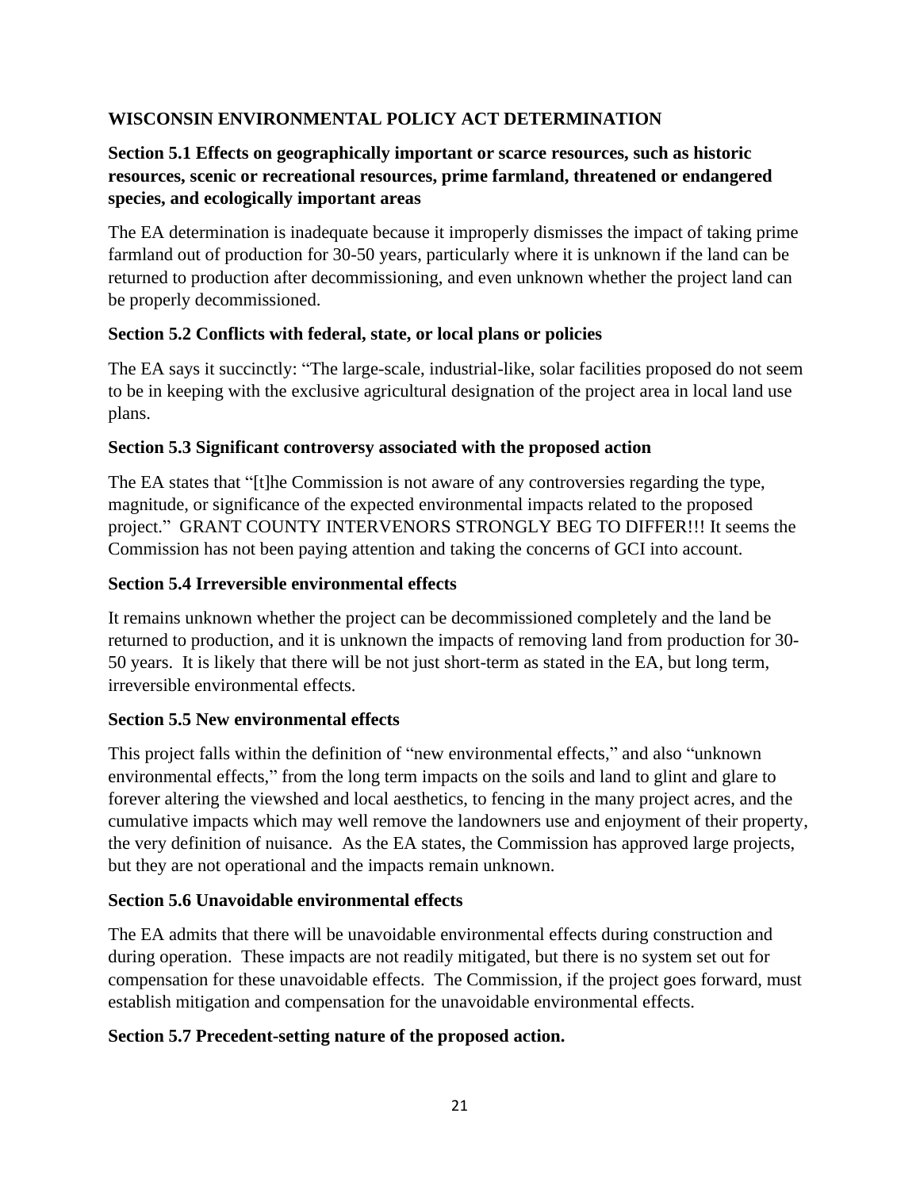**WISCONSIN ENVIRONMENTAL POLICY ACT DETERMINATION**

**Section 5.1 Effects on geographically important or scarce resources, such as historic resources, scenic or recreational resources, prime farmland, threatened or endangered species, and ecologically important areas**

The EA determination is inadequate because it improperly dismisses the impact of taking prime farmland out of production for 30-50 years, particularly where it is unknown if the land can be returned to production after decommissioning, and even unknown whether the project land can be properly decommissioned.

**Section 5.2 Conflicts with federal, state, or local plans or policies**

The EA says it succinctly: "The large-scale, industrial-like, solar facilities proposed do not seem to be in keeping with the exclusive agricultural designation of the project area in local land use plans.

**Section 5.3 Significant controversy associated with the proposed action**

The EA states that "[t]he Commission is not aware of any controversies regarding the type, magnitude, or significance of the expected environmental impacts related to the proposed project." GRANT COUNTY INTERVENORS STRONGLY BEG TO DIFFER!!! It seems the Commission has not been paying attention and taking the concerns of GCI into account.

**Section 5.4 Irreversible environmental effects**

It remains unknown whether the project can be decommissioned completely and the land be returned to production, and it is unknown the impacts of removing land from production for 30-50 years. It is likely that there will be not just short-term as stated in the EA, but long term, irreversible environmental effects.

**Section 5.5 New environmental effects**

This project falls within the definition of "new environmental effects," and also "unknown environmental effects," from the long term impacts on the soils and land to glint and glare to forever altering the viewshed and local aesthetics, to fencing in the many project acres, and the cumulative impacts which may well remove the landowners use and enjoyment of their property, the very definition of nuisance. As the EA states, the Commission has approved large projects, but they are not operational and the impacts remain unknown.

**Section 5.6 Unavoidable environmental effects**

The EA admits that there will be unavoidable environmental effects during construction and during operation. These impacts are not readily mitigated, but there is no system set out for compensation for these unavoidable effects. The Commission, if the project goes forward, must establish mitigation and compensation for the unavoidable environmental effects.

**Section 5.7 Precedent-setting nature of the proposed action.**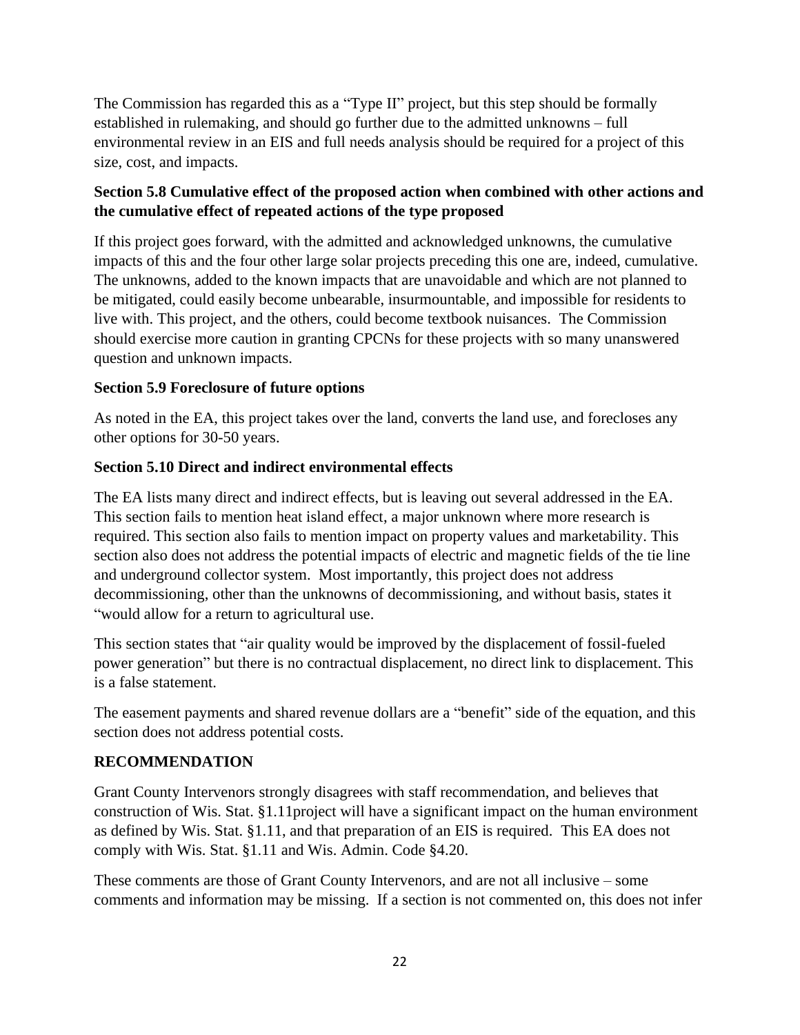The Commission has regarded this as a "Type II" project, but this step should be formally established in rulemaking, and should go further due to the admitted unknowns – full environmental review in an EIS and full needs analysis should be required for a project of this size, cost, and impacts.

**Section 5.8 Cumulative effect of the proposed action when combined with other actions and the cumulative effect of repeated actions of the type proposed**

If this project goes forward, with the admitted and acknowledged unknowns, the cumulative impacts of this and the four other large solar projects preceding this one are, indeed, cumulative. The unknowns, added to the known impacts that are unavoidable and which are not planned to be mitigated, could easily become unbearable, insurmountable, and impossible for residents to live with. This project, and the others, could become textbook nuisances. The Commission should exercise more caution in granting CPCNs for these projects with so many unanswered question and unknown impacts.

**Section 5.9 Foreclosure of future options**

As noted in the EA, this project takes over the land, converts the land use, and forecloses any other options for 30-50 years.

**Section 5.10 Direct and indirect environmental effects**

The EA lists many direct and indirect effects, but is leaving out several addressed in the EA. This section fails to mention heat island effect, a major unknown where more research is required. This section also fails to mention impact on property values and marketability. This section also does not address the potential impacts of electric and magnetic fields of the tie line and underground collector system. Most importantly, this project does not address decommissioning, other than the unknowns of decommissioning, and without basis, states it "would allow for a return to agricultural use.

This section states that "air quality would be improved by the displacement of fossil-fueled power generation" but there is no contractual displacement, no direct link to displacement. This is a false statement.

The easement payments and shared revenue dollars are a "benefit" side of the equation, and this section does not address potential costs.

**RECOMMENDATION**

Grant County Intervenors strongly disagrees with staff recommendation, and believes that construction of Wis. Stat. §1.11project will have a significant impact on the human environment as defined by Wis. Stat. §1.11, and that preparation of an EIS is required. This EA does not comply with Wis. Stat. §1.11 and Wis. Admin. Code §4.20.

These comments are those of Grant County Intervenors, and are not all inclusive – some comments and information may be missing. If a section is not commented on, this does not infer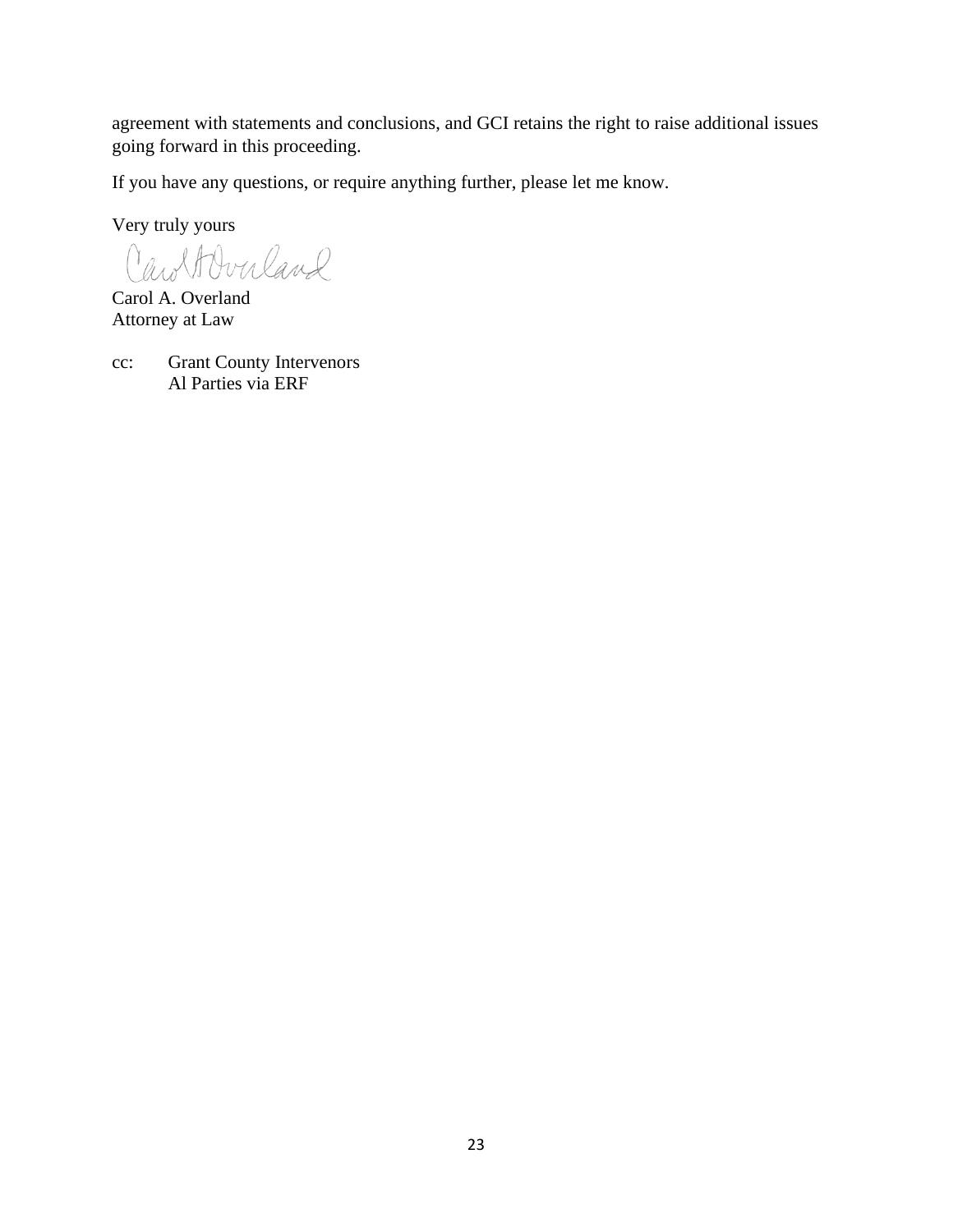agreement with statements and conclusions, and GCI retains the right to raise additional issues going forward in this proceeding.

If you have any questions, or require anything further, please let me know.

Very truly yours

Carol A. Overland
Attorney at Law

cc: Grant County Intervenors
Al Parties via ERF